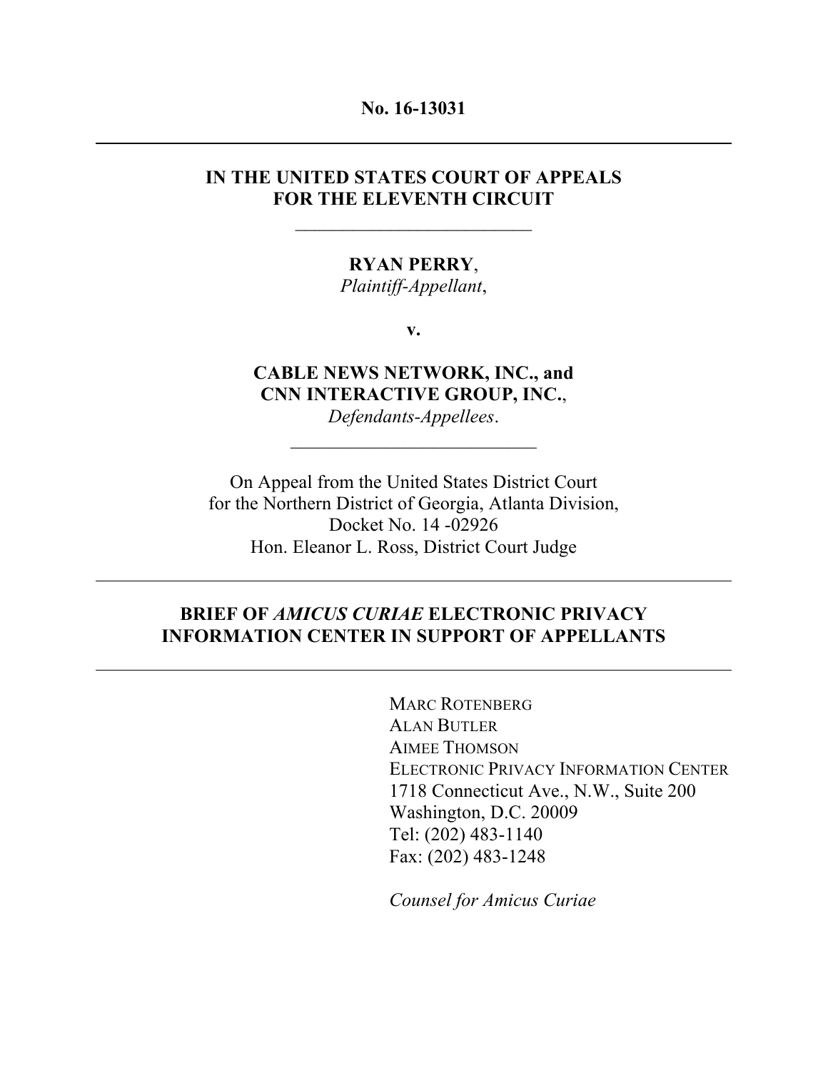**No. 16-13031**

---

**IN THE UNITED STATES COURT OF APPEALS FOR THE ELEVENTH CIRCUIT**

---

**RYAN PERRY**,
*Plaintiff-Appellant*,

**v.**

**CABLE NEWS NETWORK, INC., and CNN INTERACTIVE GROUP, INC.**,
*Defendants-Appellees*.

---

On Appeal from the United States District Court for the Northern District of Georgia, Atlanta Division,
Docket No. 14 -02926
Hon. Eleanor L. Ross, District Court Judge

---

**BRIEF OF *AMICUS CURIAE* ELECTRONIC PRIVACY INFORMATION CENTER IN SUPPORT OF APPELLANTS**

---

MARC ROTENBERG
ALAN BUTLER
AIMEE THOMSON
ELECTRONIC PRIVACY INFORMATION CENTER
1718 Connecticut Ave., N.W., Suite 200
Washington, D.C. 20009
Tel: (202) 483-1140
Fax: (202) 483-1248

*Counsel for Amicus Curiae*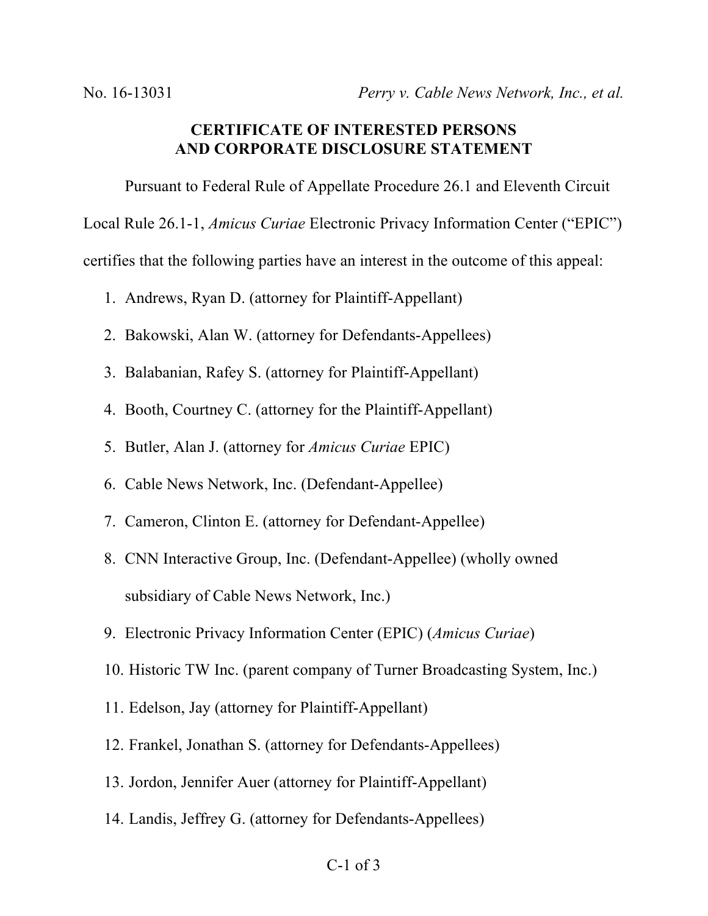No. 16-13031 *Perry v. Cable News Network, Inc., et al.*

**CERTIFICATE OF INTERESTED PERSONS AND CORPORATE DISCLOSURE STATEMENT**

Pursuant to Federal Rule of Appellate Procedure 26.1 and Eleventh Circuit Local Rule 26.1-1, *Amicus Curiae* Electronic Privacy Information Center ("EPIC") certifies that the following parties have an interest in the outcome of this appeal:

1. Andrews, Ryan D. (attorney for Plaintiff-Appellant)
2. Bakowski, Alan W. (attorney for Defendants-Appellees)
3. Balabanian, Rafey S. (attorney for Plaintiff-Appellant)
4. Booth, Courtney C. (attorney for the Plaintiff-Appellant)
5. Butler, Alan J. (attorney for *Amicus Curiae* EPIC)
6. Cable News Network, Inc. (Defendant-Appellee)
7. Cameron, Clinton E. (attorney for Defendant-Appellee)
8. CNN Interactive Group, Inc. (Defendant-Appellee) (wholly owned subsidiary of Cable News Network, Inc.)
9. Electronic Privacy Information Center (EPIC) (*Amicus Curiae*)
10. Historic TW Inc. (parent company of Turner Broadcasting System, Inc.)
11. Edelson, Jay (attorney for Plaintiff-Appellant)
12. Frankel, Jonathan S. (attorney for Defendants-Appellees)
13. Jordon, Jennifer Auer (attorney for Plaintiff-Appellant)
14. Landis, Jeffrey G. (attorney for Defendants-Appellees)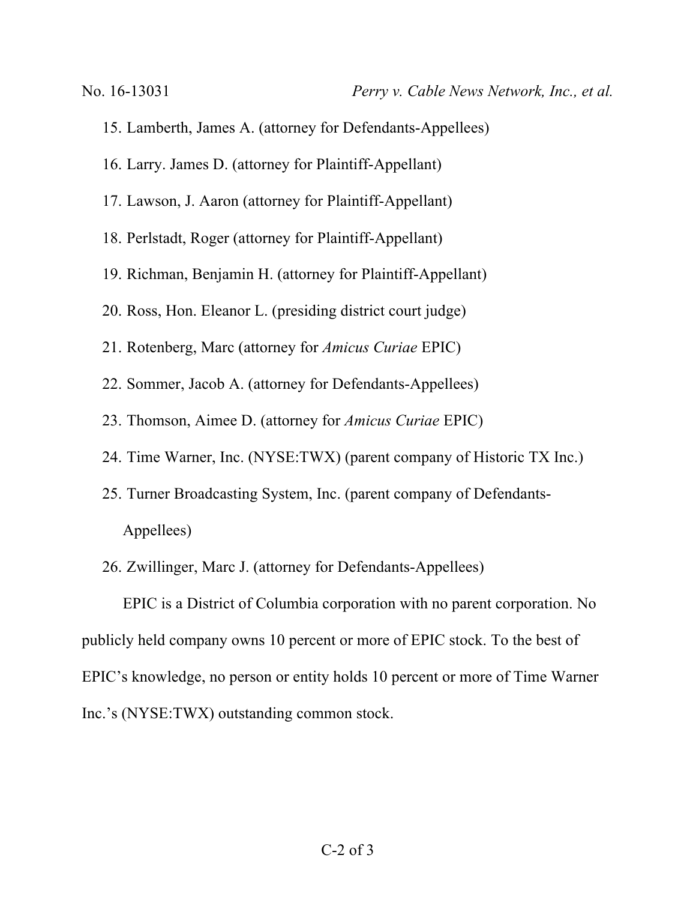15. Lamberth, James A. (attorney for Defendants-Appellees)
16. Larry. James D. (attorney for Plaintiff-Appellant)
17. Lawson, J. Aaron (attorney for Plaintiff-Appellant)
18. Perlstadt, Roger (attorney for Plaintiff-Appellant)
19. Richman, Benjamin H. (attorney for Plaintiff-Appellant)
20. Ross, Hon. Eleanor L. (presiding district court judge)
21. Rotenberg, Marc (attorney for *Amicus Curiae* EPIC)
22. Sommer, Jacob A. (attorney for Defendants-Appellees)
23. Thomson, Aimee D. (attorney for *Amicus Curiae* EPIC)
24. Time Warner, Inc. (NYSE:TWX) (parent company of Historic TX Inc.)
25. Turner Broadcasting System, Inc. (parent company of Defendants-Appellees)
26. Zwillinger, Marc J. (attorney for Defendants-Appellees)

EPIC is a District of Columbia corporation with no parent corporation. No publicly held company owns 10 percent or more of EPIC stock. To the best of EPIC's knowledge, no person or entity holds 10 percent or more of Time Warner Inc.'s (NYSE:TWX) outstanding common stock.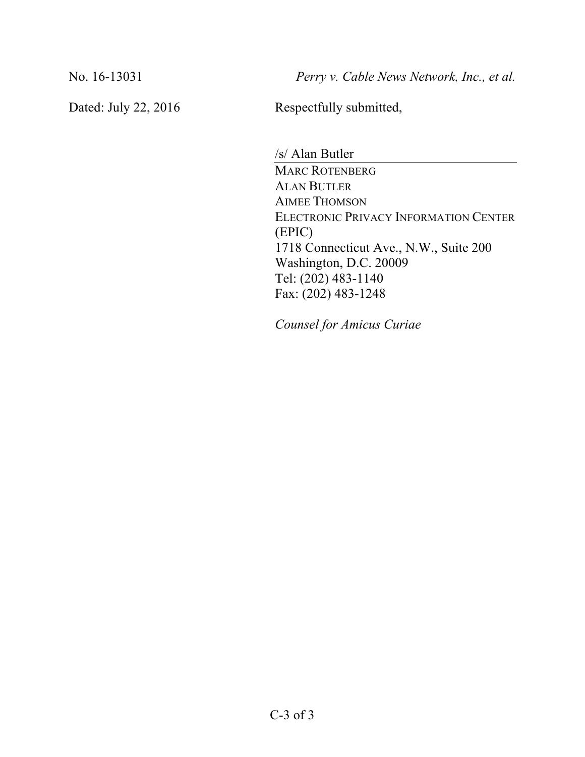No. 16-13031 *Perry v. Cable News Network, Inc., et al.*

Dated: July 22, 2016

Respectfully submitted,

/s/ Alan Butler

MARC ROTENBERG
ALAN BUTLER
AIMEE THOMSON
ELECTRONIC PRIVACY INFORMATION CENTER (EPIC)
1718 Connecticut Ave., N.W., Suite 200
Washington, D.C. 20009
Tel: (202) 483-1140
Fax: (202) 483-1248

*Counsel for Amicus Curiae*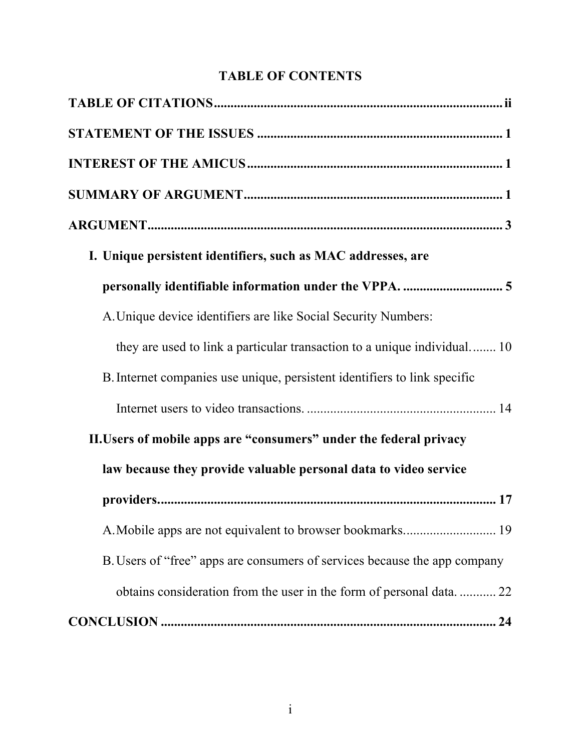# TABLE OF CONTENTS

**TABLE OF CITATIONS** ........................................................................................ **ii**

**STATEMENT OF THE ISSUES** .......................................................................... **1**

**INTEREST OF THE AMICUS** ............................................................................. **1**

**SUMMARY OF ARGUMENT** .............................................................................. **1**

**ARGUMENT** ........................................................................................................... **3**

- **I. Unique persistent identifiers, such as MAC addresses, are personally identifiable information under the VPPA.** .............................. **5**
  - A. Unique device identifiers are like Social Security Numbers: they are used to link a particular transaction to a unique individual. ....... 10
  - B. Internet companies use unique, persistent identifiers to link specific Internet users to video transactions. ......................................................... 14
- **II. Users of mobile apps are "consumers" under the federal privacy law because they provide valuable personal data to video service providers.** ...................................................................................... **17**
  - A. Mobile apps are not equivalent to browser bookmarks............................ 19
  - B. Users of "free" apps are consumers of services because the app company obtains consideration from the user in the form of personal data. ........... 22

**CONCLUSION** ...................................................................................................... **24**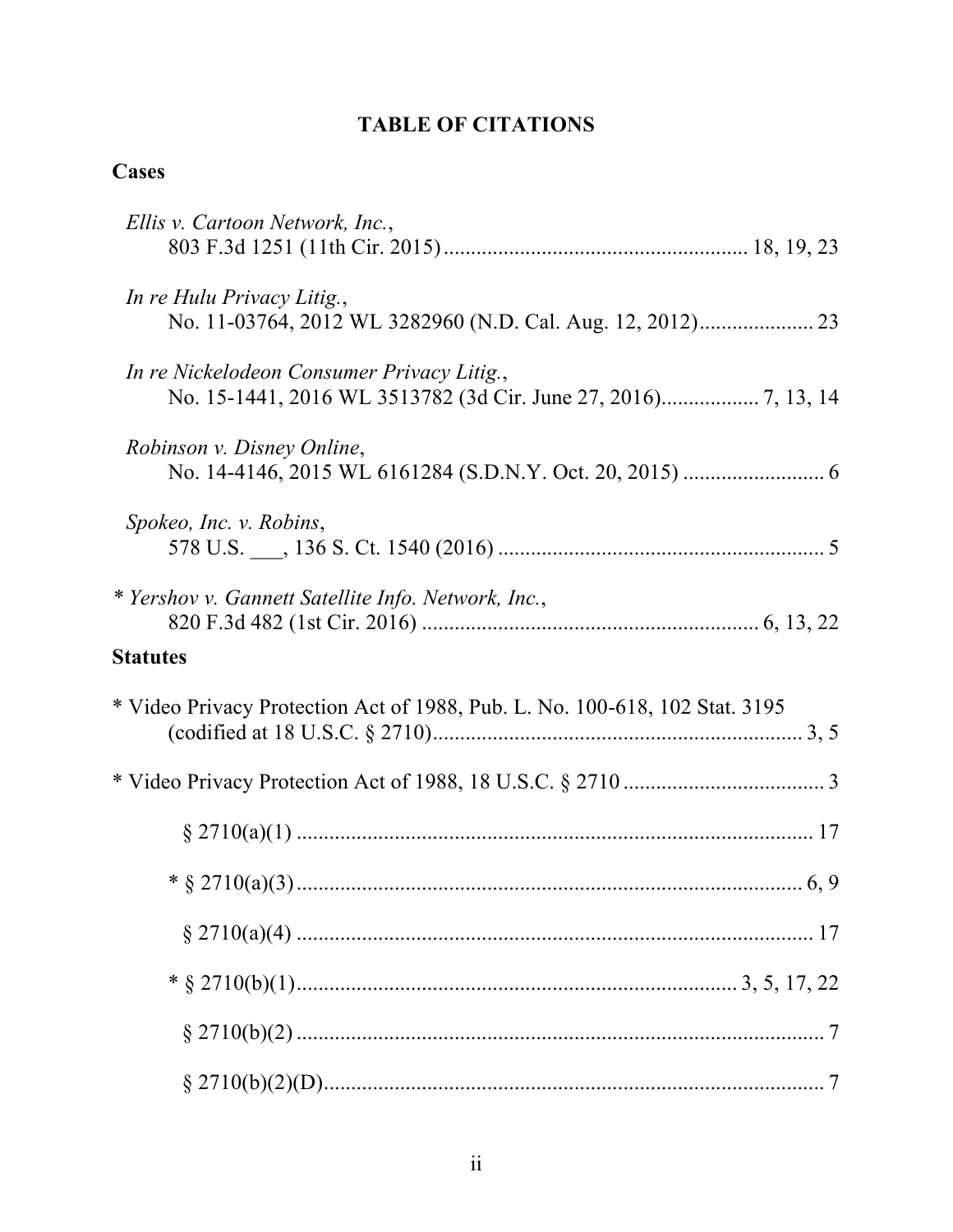# TABLE OF CITATIONS

## Cases

*Ellis v. Cartoon Network, Inc.*, 803 F.3d 1251 (11th Cir. 2015) .......................................................... 18, 19, 23

*In re Hulu Privacy Litig.*, No. 11-03764, 2012 WL 3282960 (N.D. Cal. Aug. 12, 2012)..................... 23

*In re Nickelodeon Consumer Privacy Litig.*, No. 15-1441, 2016 WL 3513782 (3d Cir. June 27, 2016).................. 7, 13, 14

*Robinson v. Disney Online*, No. 14-4146, 2015 WL 6161284 (S.D.N.Y. Oct. 20, 2015) .......................... 6

*Spokeo, Inc. v. Robins*, 578 U.S. ___, 136 S. Ct. 1540 (2016) ............................................................ 5

\* *Yershov v. Gannett Satellite Info. Network, Inc.*, 820 F.3d 482 (1st Cir. 2016) ............................................................ 6, 13, 22

## Statutes

\* Video Privacy Protection Act of 1988, Pub. L. No. 100-618, 102 Stat. 3195 (codified at 18 U.S.C. § 2710)................................................................... 3, 5

\* Video Privacy Protection Act of 1988, 18 U.S.C. § 2710 .................................... 3

- § 2710(a)(1) ............................................................................................. 17
- \* § 2710(a)(3) ............................................................................................. 6, 9
- § 2710(a)(4) ............................................................................................. 17
- \* § 2710(b)(1) ................................................................................ 3, 5, 17, 22
- § 2710(b)(2) ............................................................................................. 7
- § 2710(b)(2)(D) ......................................................................................... 7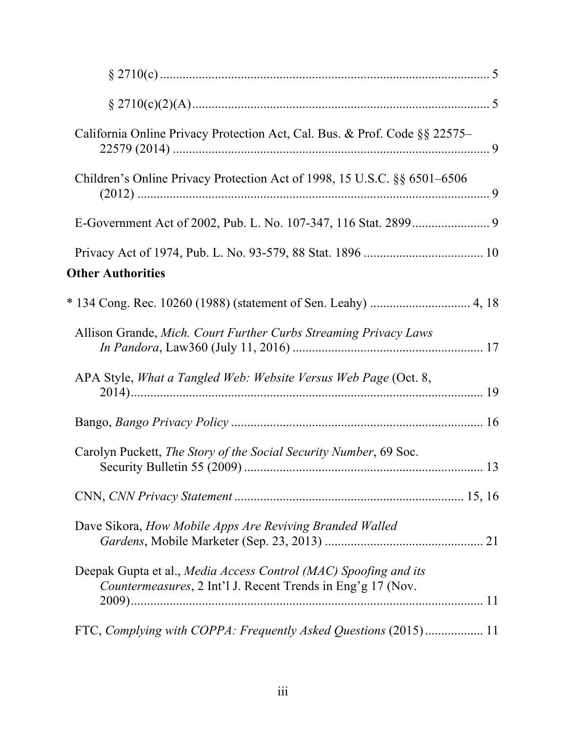§ 2710(c) ..................................................................................................... 5

§ 2710(c)(2)(A) ........................................................................................... 5

California Online Privacy Protection Act, Cal. Bus. & Prof. Code §§ 22575–22579 (2014) .................................................................................................. 9

Children's Online Privacy Protection Act of 1998, 15 U.S.C. §§ 6501–6506 (2012) ............................................................................................................ 9

E-Government Act of 2002, Pub. L. No. 107-347, 116 Stat. 2899 ........................ 9

Privacy Act of 1974, Pub. L. No. 93-579, 88 Stat. 1896 ..................................... 10

**Other Authorities**

* 134 Cong. Rec. 10260 (1988) (statement of Sen. Leahy) ............................... 4, 18

Allison Grande, *Mich. Court Further Curbs Streaming Privacy Laws In Pandora*, Law360 (July 11, 2016) .......................................................... 17

APA Style, *What a Tangled Web: Website Versus Web Page* (Oct. 8, 2014) ............................................................................................................ 19

Bango, *Bango Privacy Policy* ............................................................................ 16

Carolyn Puckett, *The Story of the Social Security Number*, 69 Soc. Security Bulletin 55 (2009) ......................................................................... 13

CNN, *CNN Privacy Statement* ..................................................................... 15, 16

Dave Sikora, *How Mobile Apps Are Reviving Branded Walled Gardens*, Mobile Marketer (Sep. 23, 2013) ................................................ 21

Deepak Gupta et al., *Media Access Control (MAC) Spoofing and its Countermeasures*, 2 Int'l J. Recent Trends in Eng'g 17 (Nov. 2009) ............................................................................................................ 11

FTC, *Complying with COPPA: Frequently Asked Questions* (2015) .................. 11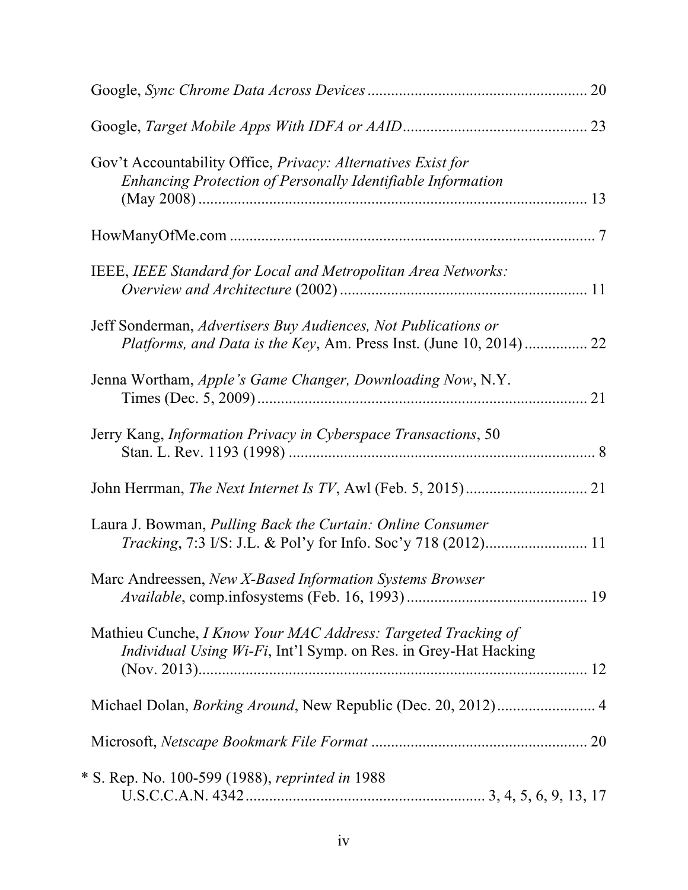Google, *Sync Chrome Data Across Devices* ........................................................ 20

Google, *Target Mobile Apps With IDFA or AAID* .............................................. 23

Gov't Accountability Office, *Privacy: Alternatives Exist for Enhancing Protection of Personally Identifiable Information* (May 2008) .................................................................................................... 13

HowManyOfMe.com ............................................................................................ 7

IEEE, *IEEE Standard for Local and Metropolitan Area Networks: Overview and Architecture* (2002) .............................................................. 11

Jeff Sonderman, *Advertisers Buy Audiences, Not Publications or Platforms, and Data is the Key*, Am. Press Inst. (June 10, 2014) ................ 22

Jenna Wortham, *Apple's Game Changer, Downloading Now*, N.Y. Times (Dec. 5, 2009) ..................................................................................... 21

Jerry Kang, *Information Privacy in Cyberspace Transactions*, 50 Stan. L. Rev. 1193 (1998) .............................................................................. 8

John Herrman, *The Next Internet Is TV*, Awl (Feb. 5, 2015) ............................... 21

Laura J. Bowman, *Pulling Back the Curtain: Online Consumer Tracking*, 7:3 I/S: J.L. & Pol'y for Info. Soc'y 718 (2012).......................... 11

Marc Andreessen, *New X-Based Information Systems Browser Available*, comp.infosystems (Feb. 16, 1993) .............................................. 19

Mathieu Cunche, *I Know Your MAC Address: Targeted Tracking of Individual Using Wi-Fi*, Int'l Symp. on Res. in Grey-Hat Hacking (Nov. 2013).................................................................................................... 12

Michael Dolan, *Borking Around*, New Republic (Dec. 20, 2012) ......................... 4

Microsoft, *Netscape Bookmark File Format* ....................................................... 20

* S. Rep. No. 100-599 (1988), *reprinted in* 1988 U.S.C.C.A.N. 4342 ............................................................ 3, 4, 5, 6, 9, 13, 17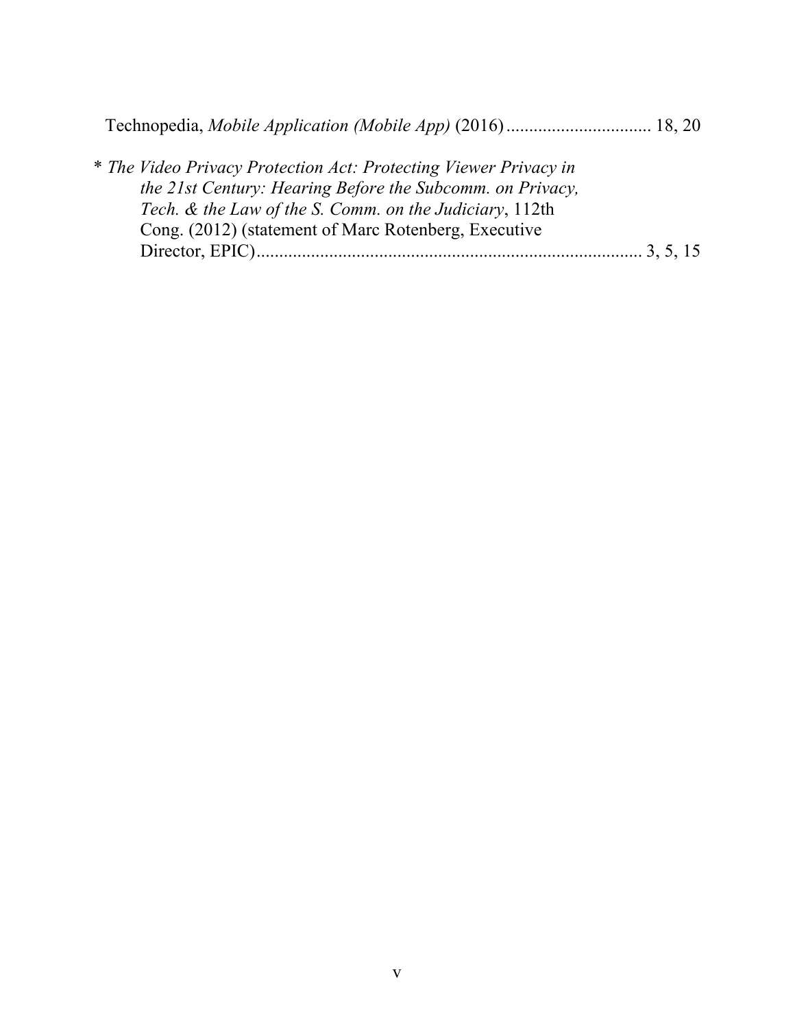Technopedia, *Mobile Application (Mobile App)* (2016) ................................ 18, 20

\* *The Video Privacy Protection Act: Protecting Viewer Privacy in the 21st Century: Hearing Before the Subcomm. on Privacy, Tech. & the Law of the S. Comm. on the Judiciary*, 112th Cong. (2012) (statement of Marc Rotenberg, Executive Director, EPIC) ..................................................................................... 3, 5, 15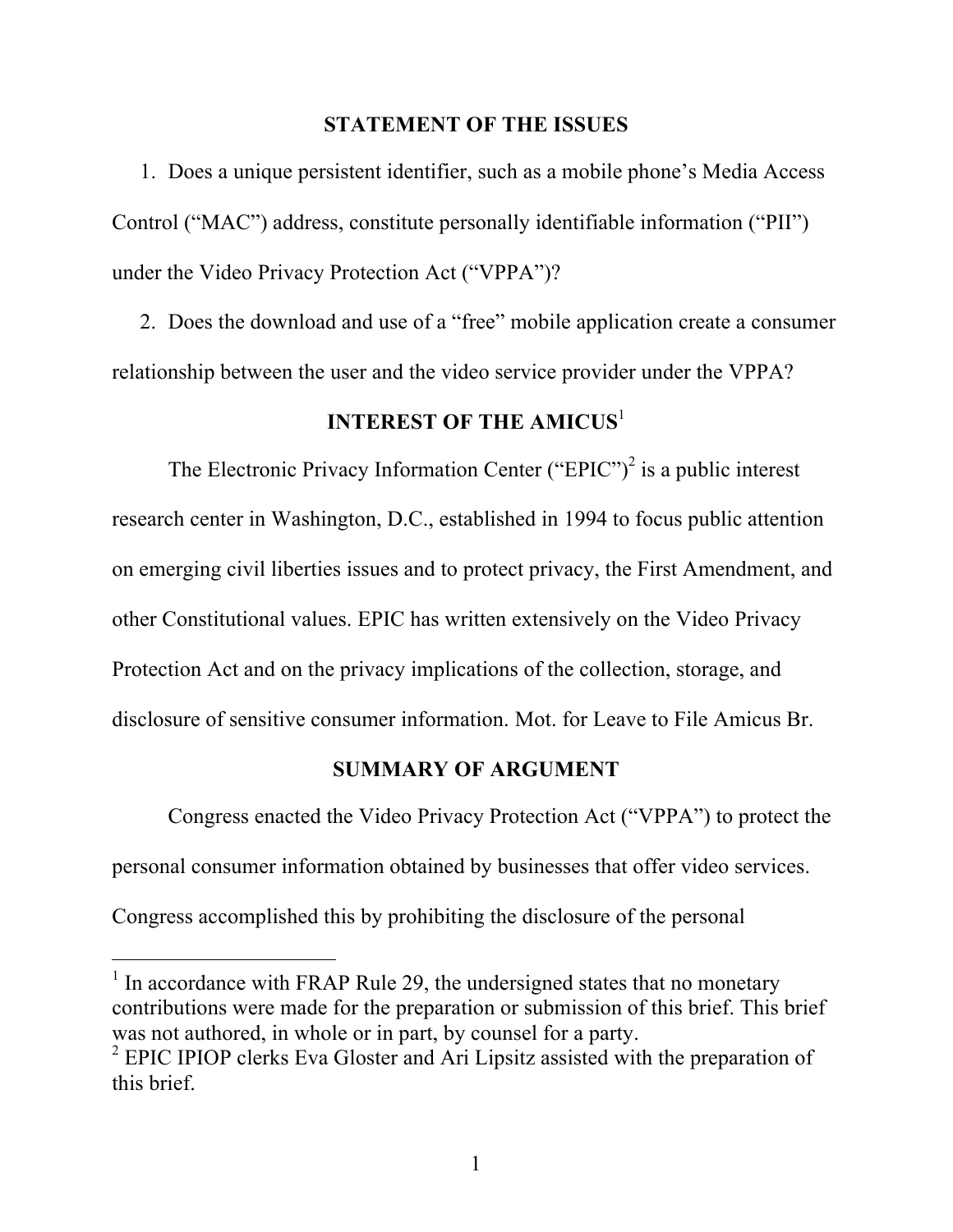## STATEMENT OF THE ISSUES

1. Does a unique persistent identifier, such as a mobile phone's Media Access Control ("MAC") address, constitute personally identifiable information ("PII") under the Video Privacy Protection Act ("VPPA")?

2. Does the download and use of a "free" mobile application create a consumer relationship between the user and the video service provider under the VPPA?

## INTEREST OF THE AMICUS[1]

The Electronic Privacy Information Center ("EPIC")[2] is a public interest research center in Washington, D.C., established in 1994 to focus public attention on emerging civil liberties issues and to protect privacy, the First Amendment, and other Constitutional values. EPIC has written extensively on the Video Privacy Protection Act and on the privacy implications of the collection, storage, and disclosure of sensitive consumer information. Mot. for Leave to File Amicus Br.

## SUMMARY OF ARGUMENT

Congress enacted the Video Privacy Protection Act ("VPPA") to protect the personal consumer information obtained by businesses that offer video services. Congress accomplished this by prohibiting the disclosure of the personal

---

[1] In accordance with FRAP Rule 29, the undersigned states that no monetary contributions were made for the preparation or submission of this brief. This brief was not authored, in whole or in part, by counsel for a party.

[2] EPIC IPIOP clerks Eva Gloster and Ari Lipsitz assisted with the preparation of this brief.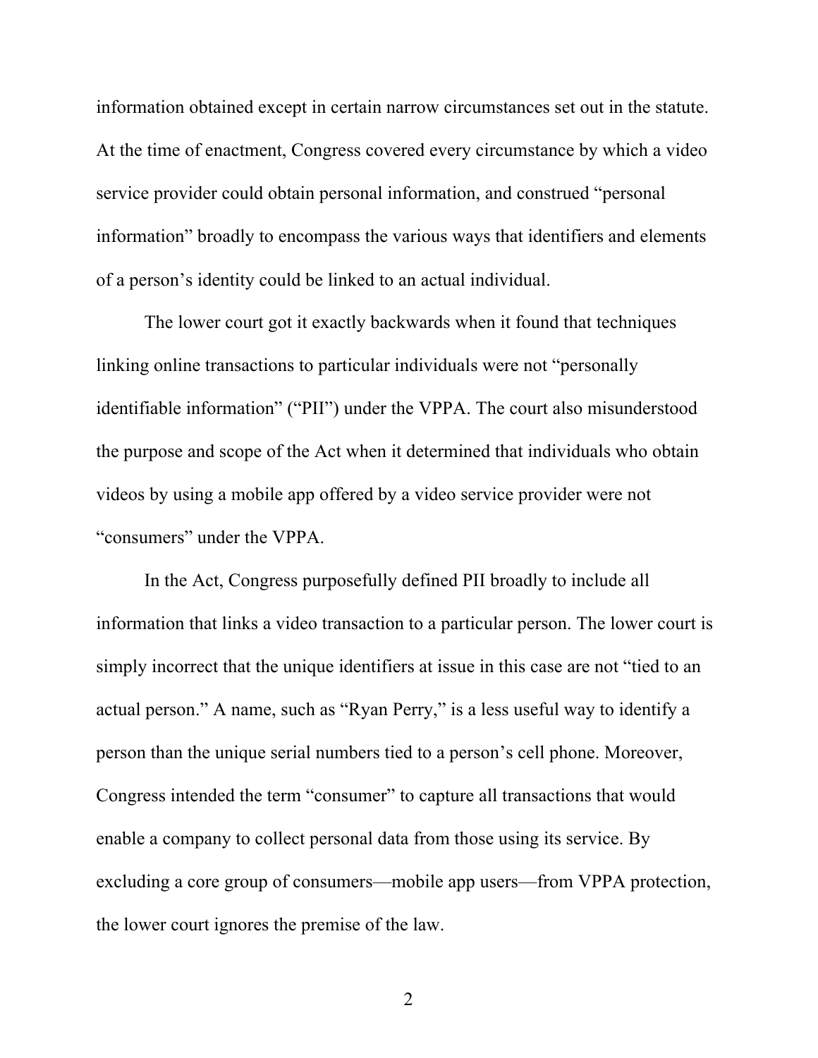information obtained except in certain narrow circumstances set out in the statute. At the time of enactment, Congress covered every circumstance by which a video service provider could obtain personal information, and construed "personal information" broadly to encompass the various ways that identifiers and elements of a person's identity could be linked to an actual individual.

The lower court got it exactly backwards when it found that techniques linking online transactions to particular individuals were not "personally identifiable information" ("PII") under the VPPA. The court also misunderstood the purpose and scope of the Act when it determined that individuals who obtain videos by using a mobile app offered by a video service provider were not "consumers" under the VPPA.

In the Act, Congress purposefully defined PII broadly to include all information that links a video transaction to a particular person. The lower court is simply incorrect that the unique identifiers at issue in this case are not "tied to an actual person." A name, such as "Ryan Perry," is a less useful way to identify a person than the unique serial numbers tied to a person's cell phone. Moreover, Congress intended the term "consumer" to capture all transactions that would enable a company to collect personal data from those using its service. By excluding a core group of consumers—mobile app users—from VPPA protection, the lower court ignores the premise of the law.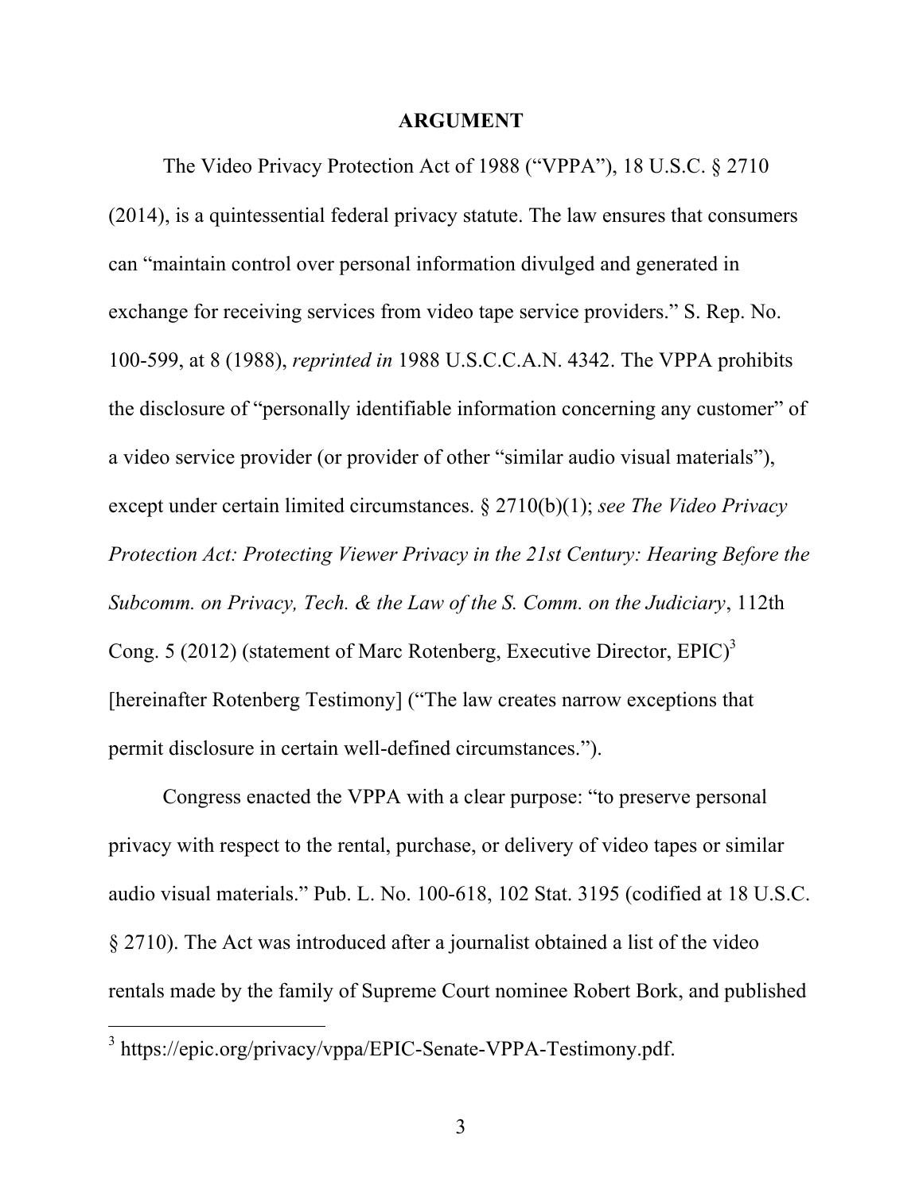# ARGUMENT

The Video Privacy Protection Act of 1988 ("VPPA"), 18 U.S.C. § 2710 (2014), is a quintessential federal privacy statute. The law ensures that consumers can "maintain control over personal information divulged and generated in exchange for receiving services from video tape service providers." S. Rep. No. 100-599, at 8 (1988), *reprinted in* 1988 U.S.C.C.A.N. 4342. The VPPA prohibits the disclosure of "personally identifiable information concerning any customer" of a video service provider (or provider of other "similar audio visual materials"), except under certain limited circumstances. § 2710(b)(1); *see The Video Privacy Protection Act: Protecting Viewer Privacy in the 21st Century: Hearing Before the Subcomm. on Privacy, Tech. & the Law of the S. Comm. on the Judiciary*, 112th Cong. 5 (2012) (statement of Marc Rotenberg, Executive Director, EPIC)[3] [hereinafter Rotenberg Testimony] ("The law creates narrow exceptions that permit disclosure in certain well-defined circumstances.").

Congress enacted the VPPA with a clear purpose: "to preserve personal privacy with respect to the rental, purchase, or delivery of video tapes or similar audio visual materials." Pub. L. No. 100-618, 102 Stat. 3195 (codified at 18 U.S.C. § 2710). The Act was introduced after a journalist obtained a list of the video rentals made by the family of Supreme Court nominee Robert Bork, and published

[3] https://epic.org/privacy/vppa/EPIC-Senate-VPPA-Testimony.pdf.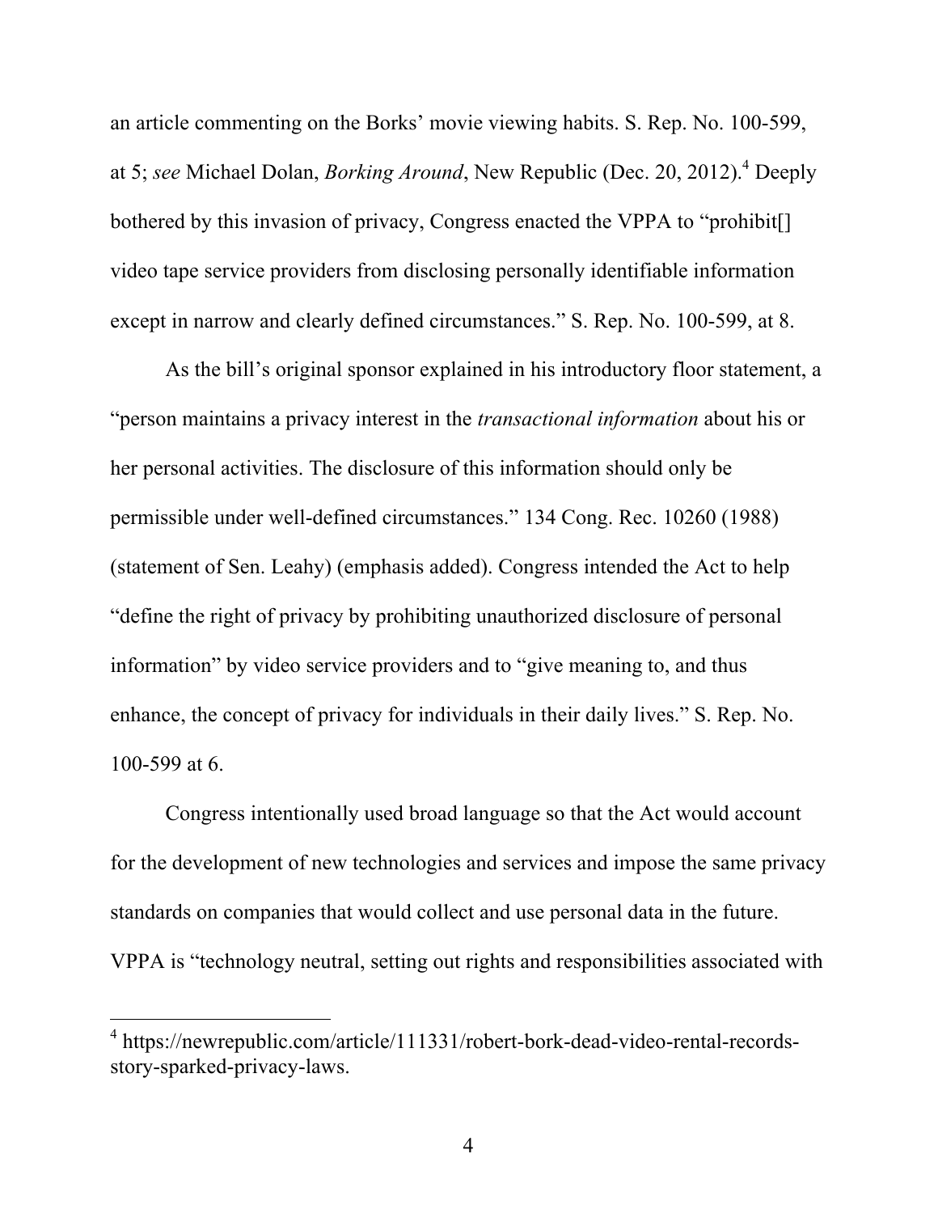an article commenting on the Borks' movie viewing habits. S. Rep. No. 100-599, at 5; *see* Michael Dolan, *Borking Around*, New Republic (Dec. 20, 2012).[4] Deeply bothered by this invasion of privacy, Congress enacted the VPPA to "prohibit[] video tape service providers from disclosing personally identifiable information except in narrow and clearly defined circumstances." S. Rep. No. 100-599, at 8.

As the bill's original sponsor explained in his introductory floor statement, a "person maintains a privacy interest in the *transactional information* about his or her personal activities. The disclosure of this information should only be permissible under well-defined circumstances." 134 Cong. Rec. 10260 (1988) (statement of Sen. Leahy) (emphasis added). Congress intended the Act to help "define the right of privacy by prohibiting unauthorized disclosure of personal information" by video service providers and to "give meaning to, and thus enhance, the concept of privacy for individuals in their daily lives." S. Rep. No. 100-599 at 6.

Congress intentionally used broad language so that the Act would account for the development of new technologies and services and impose the same privacy standards on companies that would collect and use personal data in the future. VPPA is "technology neutral, setting out rights and responsibilities associated with

[4] https://newrepublic.com/article/111331/robert-bork-dead-video-rental-records-story-sparked-privacy-laws.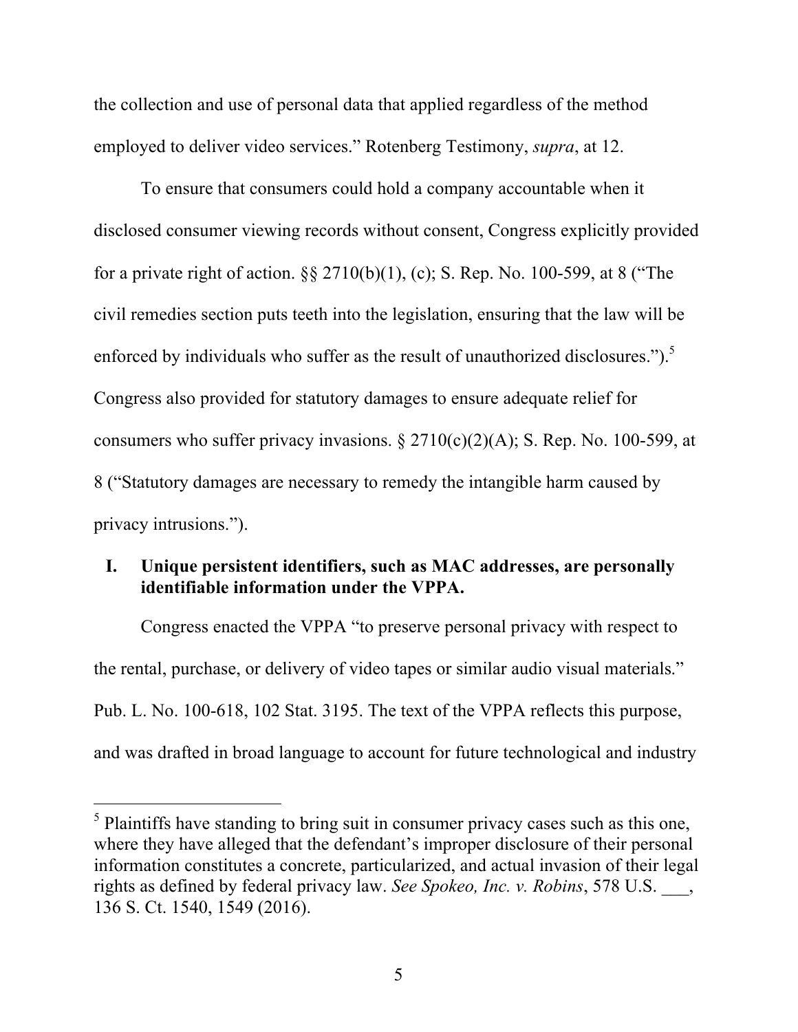the collection and use of personal data that applied regardless of the method employed to deliver video services." Rotenberg Testimony, *supra*, at 12.

To ensure that consumers could hold a company accountable when it disclosed consumer viewing records without consent, Congress explicitly provided for a private right of action. §§ 2710(b)(1), (c); S. Rep. No. 100-599, at 8 ("The civil remedies section puts teeth into the legislation, ensuring that the law will be enforced by individuals who suffer as the result of unauthorized disclosures.").[5] Congress also provided for statutory damages to ensure adequate relief for consumers who suffer privacy invasions. § 2710(c)(2)(A); S. Rep. No. 100-599, at 8 ("Statutory damages are necessary to remedy the intangible harm caused by privacy intrusions.").

## I. Unique persistent identifiers, such as MAC addresses, are personally identifiable information under the VPPA.

Congress enacted the VPPA "to preserve personal privacy with respect to the rental, purchase, or delivery of video tapes or similar audio visual materials." Pub. L. No. 100-618, 102 Stat. 3195. The text of the VPPA reflects this purpose, and was drafted in broad language to account for future technological and industry

---

[5] Plaintiffs have standing to bring suit in consumer privacy cases such as this one, where they have alleged that the defendant's improper disclosure of their personal information constitutes a concrete, particularized, and actual invasion of their legal rights as defined by federal privacy law. *See Spokeo, Inc. v. Robins*, 578 U.S. ___, 136 S. Ct. 1540, 1549 (2016).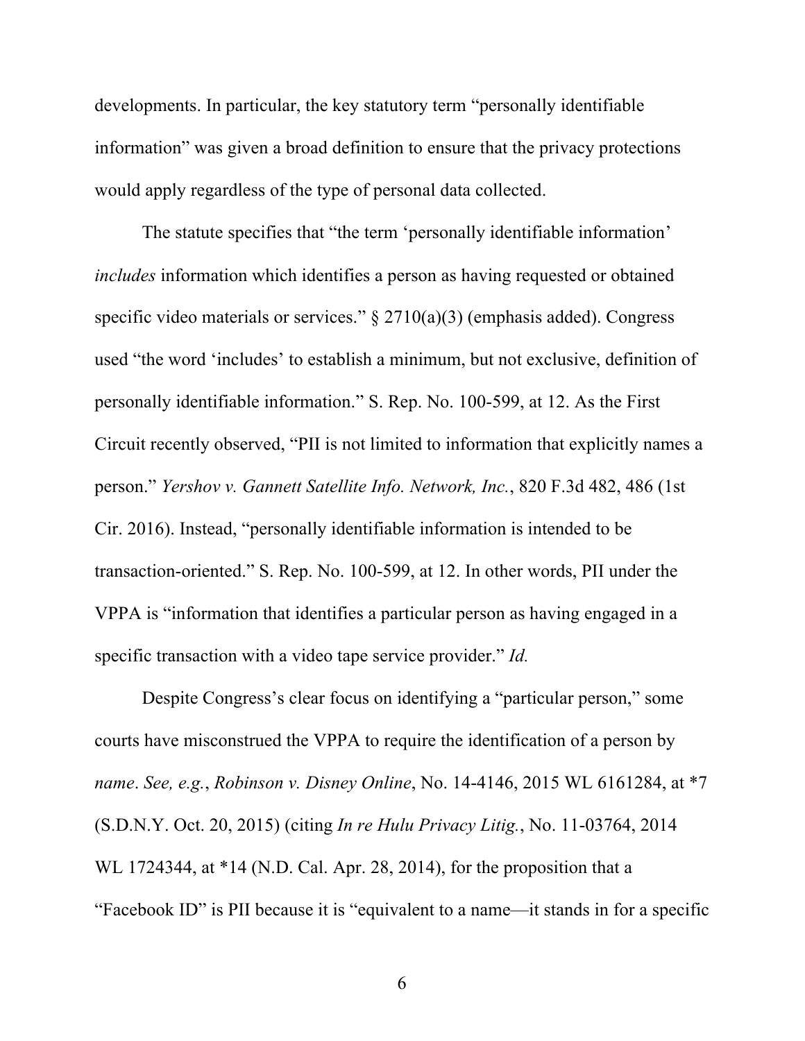developments. In particular, the key statutory term "personally identifiable information" was given a broad definition to ensure that the privacy protections would apply regardless of the type of personal data collected.

The statute specifies that "the term 'personally identifiable information' *includes* information which identifies a person as having requested or obtained specific video materials or services." § 2710(a)(3) (emphasis added). Congress used "the word 'includes' to establish a minimum, but not exclusive, definition of personally identifiable information." S. Rep. No. 100-599, at 12. As the First Circuit recently observed, "PII is not limited to information that explicitly names a person." *Yershov v. Gannett Satellite Info. Network, Inc.*, 820 F.3d 482, 486 (1st Cir. 2016). Instead, "personally identifiable information is intended to be transaction-oriented." S. Rep. No. 100-599, at 12. In other words, PII under the VPPA is "information that identifies a particular person as having engaged in a specific transaction with a video tape service provider." *Id.*

Despite Congress's clear focus on identifying a "particular person," some courts have misconstrued the VPPA to require the identification of a person by *name*. *See, e.g.*, *Robinson v. Disney Online*, No. 14-4146, 2015 WL 6161284, at *7 (S.D.N.Y. Oct. 20, 2015) (citing *In re Hulu Privacy Litig.*, No. 11-03764, 2014 WL 1724344, at *14 (N.D. Cal. Apr. 28, 2014), for the proposition that a "Facebook ID" is PII because it is "equivalent to a name—it stands in for a specific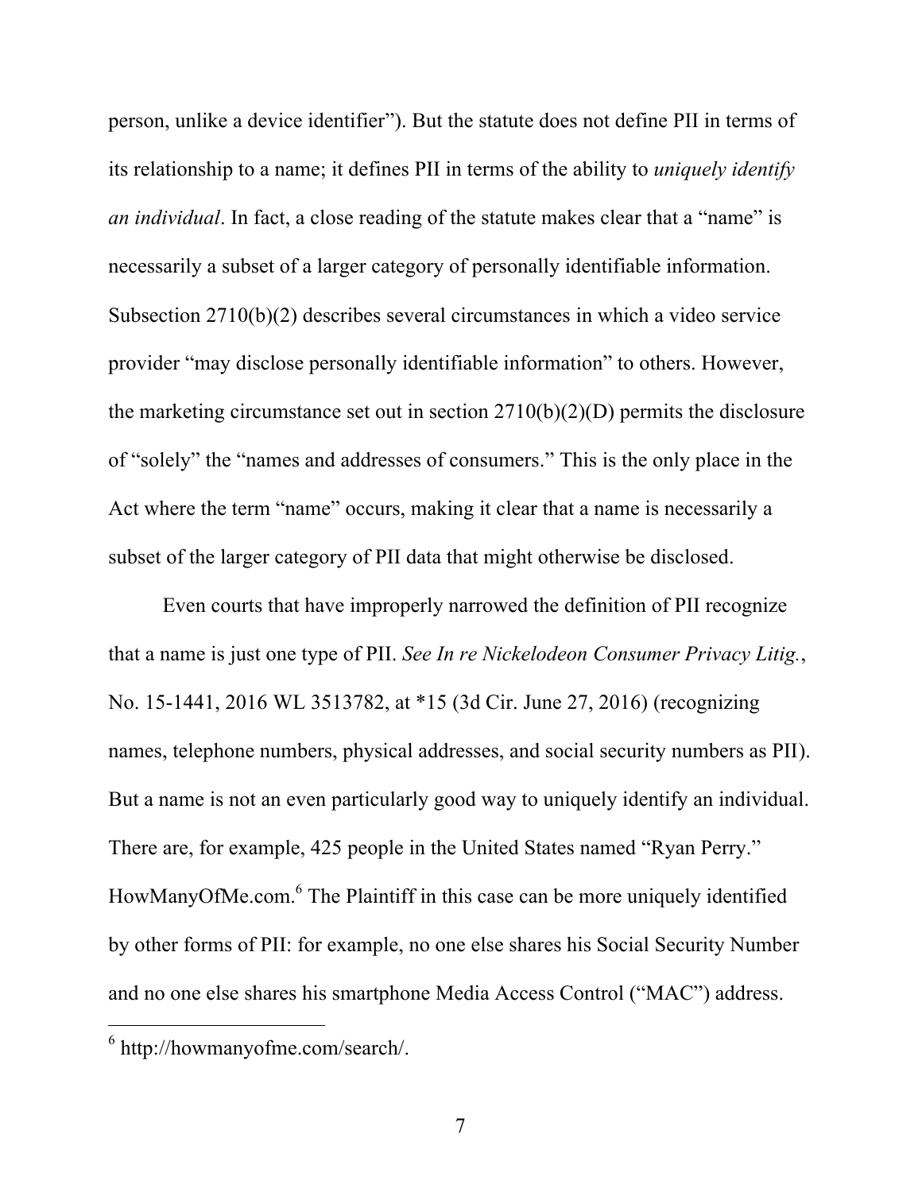person, unlike a device identifier"). But the statute does not define PII in terms of its relationship to a name; it defines PII in terms of the ability to *uniquely identify an individual*. In fact, a close reading of the statute makes clear that a "name" is necessarily a subset of a larger category of personally identifiable information. Subsection 2710(b)(2) describes several circumstances in which a video service provider "may disclose personally identifiable information" to others. However, the marketing circumstance set out in section 2710(b)(2)(D) permits the disclosure of "solely" the "names and addresses of consumers." This is the only place in the Act where the term "name" occurs, making it clear that a name is necessarily a subset of the larger category of PII data that might otherwise be disclosed.

Even courts that have improperly narrowed the definition of PII recognize that a name is just one type of PII. *See In re Nickelodeon Consumer Privacy Litig.*, No. 15-1441, 2016 WL 3513782, at *15 (3d Cir. June 27, 2016) (recognizing names, telephone numbers, physical addresses, and social security numbers as PII). But a name is not an even particularly good way to uniquely identify an individual. There are, for example, 425 people in the United States named "Ryan Perry." HowManyOfMe.com.[6] The Plaintiff in this case can be more uniquely identified by other forms of PII: for example, no one else shares his Social Security Number and no one else shares his smartphone Media Access Control ("MAC") address.

[6] http://howmanyofme.com/search/.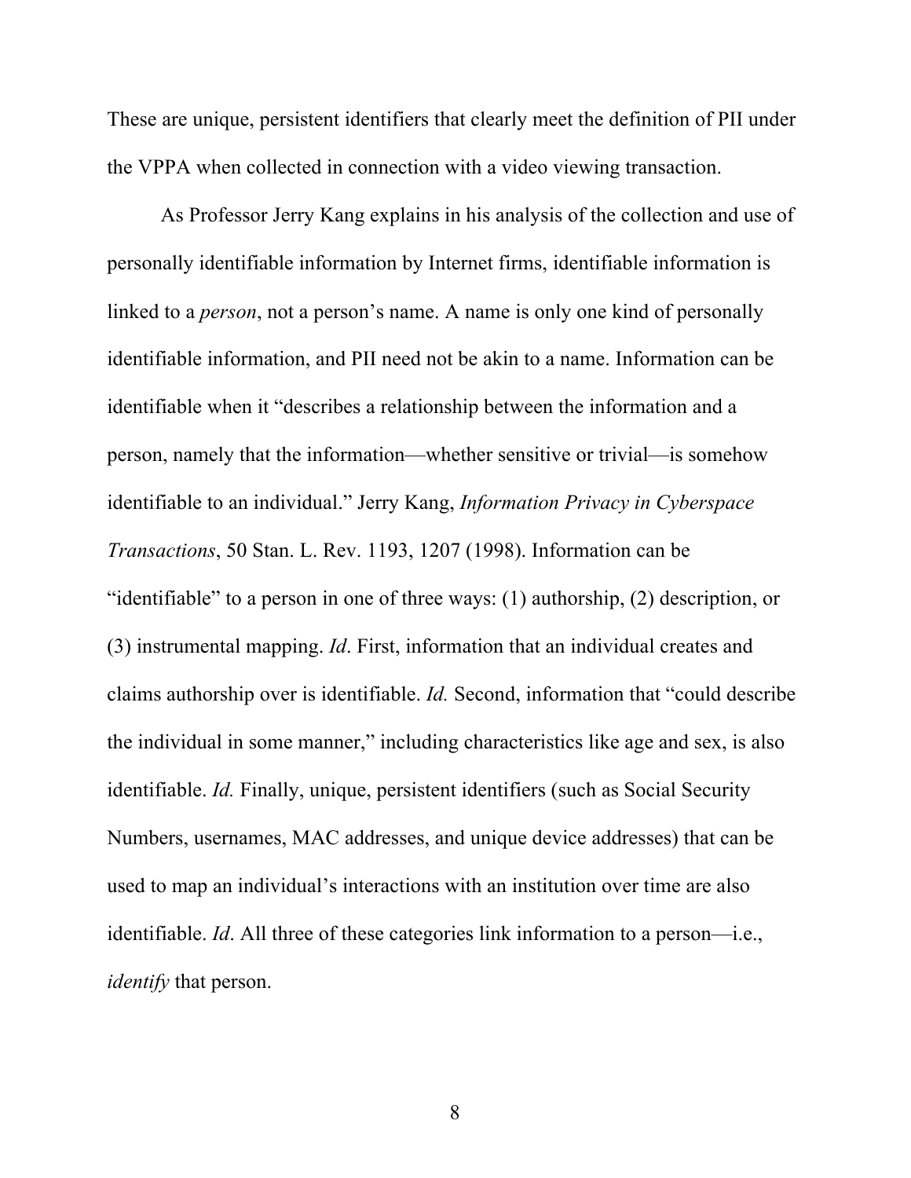These are unique, persistent identifiers that clearly meet the definition of PII under the VPPA when collected in connection with a video viewing transaction.

As Professor Jerry Kang explains in his analysis of the collection and use of personally identifiable information by Internet firms, identifiable information is linked to a *person*, not a person's name. A name is only one kind of personally identifiable information, and PII need not be akin to a name. Information can be identifiable when it "describes a relationship between the information and a person, namely that the information—whether sensitive or trivial—is somehow identifiable to an individual." Jerry Kang, *Information Privacy in Cyberspace Transactions*, 50 Stan. L. Rev. 1193, 1207 (1998). Information can be "identifiable" to a person in one of three ways: (1) authorship, (2) description, or (3) instrumental mapping. *Id*. First, information that an individual creates and claims authorship over is identifiable. *Id.* Second, information that "could describe the individual in some manner," including characteristics like age and sex, is also identifiable. *Id.* Finally, unique, persistent identifiers (such as Social Security Numbers, usernames, MAC addresses, and unique device addresses) that can be used to map an individual's interactions with an institution over time are also identifiable. *Id*. All three of these categories link information to a person—i.e., *identify* that person.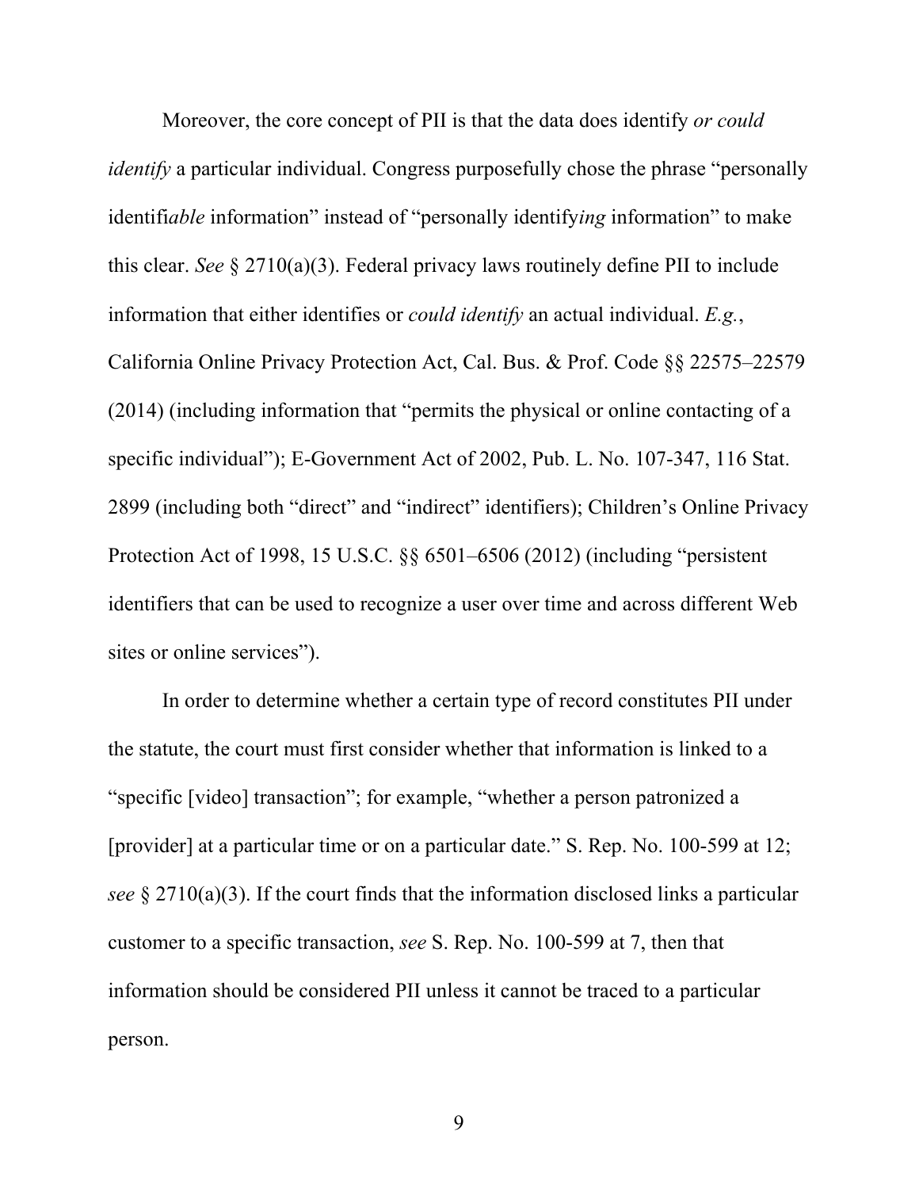Moreover, the core concept of PII is that the data does identify *or could identify* a particular individual. Congress purposefully chose the phrase "personally identifi*able* information" instead of "personally identify*ing* information" to make this clear. *See* § 2710(a)(3). Federal privacy laws routinely define PII to include information that either identifies or *could identify* an actual individual. *E.g.*, California Online Privacy Protection Act, Cal. Bus. & Prof. Code §§ 22575–22579 (2014) (including information that "permits the physical or online contacting of a specific individual"); E-Government Act of 2002, Pub. L. No. 107-347, 116 Stat. 2899 (including both "direct" and "indirect" identifiers); Children's Online Privacy Protection Act of 1998, 15 U.S.C. §§ 6501–6506 (2012) (including "persistent identifiers that can be used to recognize a user over time and across different Web sites or online services").

In order to determine whether a certain type of record constitutes PII under the statute, the court must first consider whether that information is linked to a "specific [video] transaction"; for example, "whether a person patronized a [provider] at a particular time or on a particular date." S. Rep. No. 100-599 at 12; *see* § 2710(a)(3). If the court finds that the information disclosed links a particular customer to a specific transaction, *see* S. Rep. No. 100-599 at 7, then that information should be considered PII unless it cannot be traced to a particular person.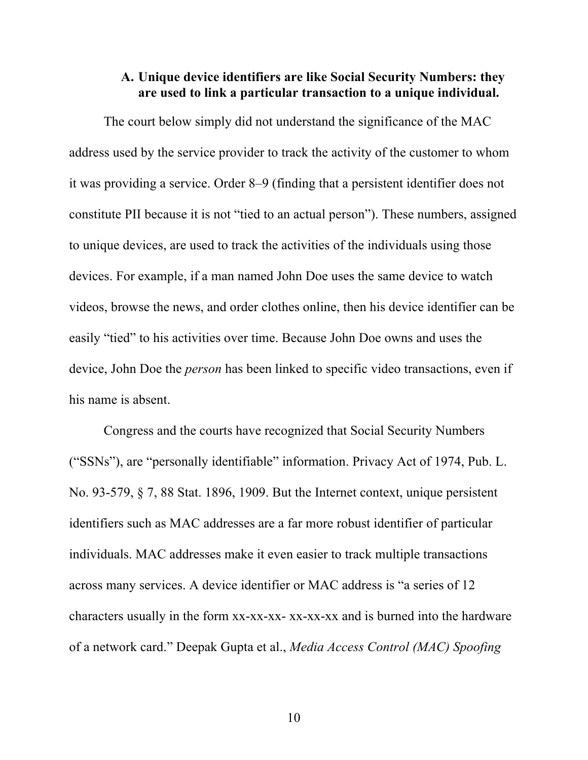### A. Unique device identifiers are like Social Security Numbers: they are used to link a particular transaction to a unique individual.

The court below simply did not understand the significance of the MAC address used by the service provider to track the activity of the customer to whom it was providing a service. Order 8–9 (finding that a persistent identifier does not constitute PII because it is not "tied to an actual person"). These numbers, assigned to unique devices, are used to track the activities of the individuals using those devices. For example, if a man named John Doe uses the same device to watch videos, browse the news, and order clothes online, then his device identifier can be easily "tied" to his activities over time. Because John Doe owns and uses the device, John Doe the *person* has been linked to specific video transactions, even if his name is absent.

Congress and the courts have recognized that Social Security Numbers ("SSNs"), are "personally identifiable" information. Privacy Act of 1974, Pub. L. No. 93-579, § 7, 88 Stat. 1896, 1909. But the Internet context, unique persistent identifiers such as MAC addresses are a far more robust identifier of particular individuals. MAC addresses make it even easier to track multiple transactions across many services. A device identifier or MAC address is "a series of 12 characters usually in the form xx-xx-xx- xx-xx-xx and is burned into the hardware of a network card." Deepak Gupta et al., *Media Access Control (MAC) Spoofing*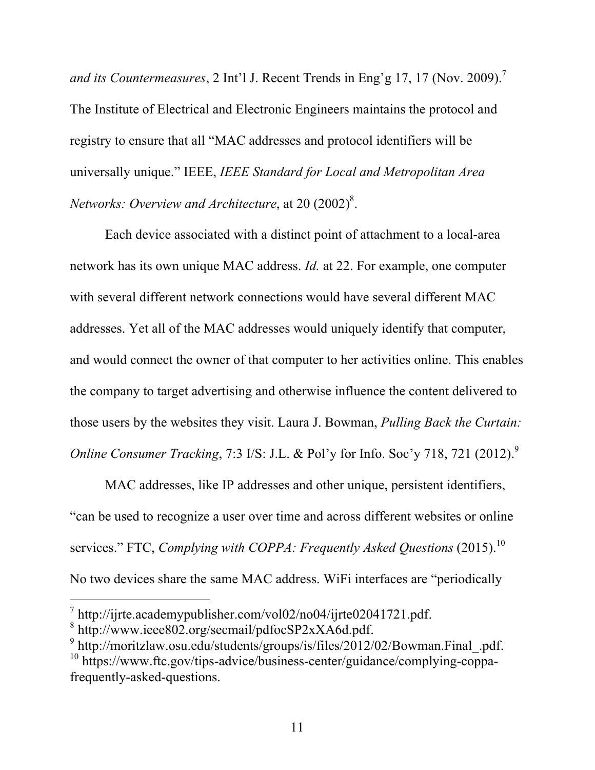*and its Countermeasures*, 2 Int'l J. Recent Trends in Eng'g 17, 17 (Nov. 2009).[7] The Institute of Electrical and Electronic Engineers maintains the protocol and registry to ensure that all "MAC addresses and protocol identifiers will be universally unique." IEEE, *IEEE Standard for Local and Metropolitan Area Networks: Overview and Architecture*, at 20 (2002)[8].

Each device associated with a distinct point of attachment to a local-area network has its own unique MAC address. *Id.* at 22. For example, one computer with several different network connections would have several different MAC addresses. Yet all of the MAC addresses would uniquely identify that computer, and would connect the owner of that computer to her activities online. This enables the company to target advertising and otherwise influence the content delivered to those users by the websites they visit. Laura J. Bowman, *Pulling Back the Curtain: Online Consumer Tracking*, 7:3 I/S: J.L. & Pol'y for Info. Soc'y 718, 721 (2012).[9]

MAC addresses, like IP addresses and other unique, persistent identifiers, "can be used to recognize a user over time and across different websites or online services." FTC, *Complying with COPPA: Frequently Asked Questions* (2015).[10] No two devices share the same MAC address. WiFi interfaces are "periodically

---

[7] http://ijrte.academypublisher.com/vol02/no04/ijrte02041721.pdf.

[8] http://www.ieee802.org/secmail/pdfocSP2xXA6d.pdf.

[9] http://moritzlaw.osu.edu/students/groups/is/files/2012/02/Bowman.Final_.pdf.

[10] https://www.ftc.gov/tips-advice/business-center/guidance/complying-coppa-frequently-asked-questions.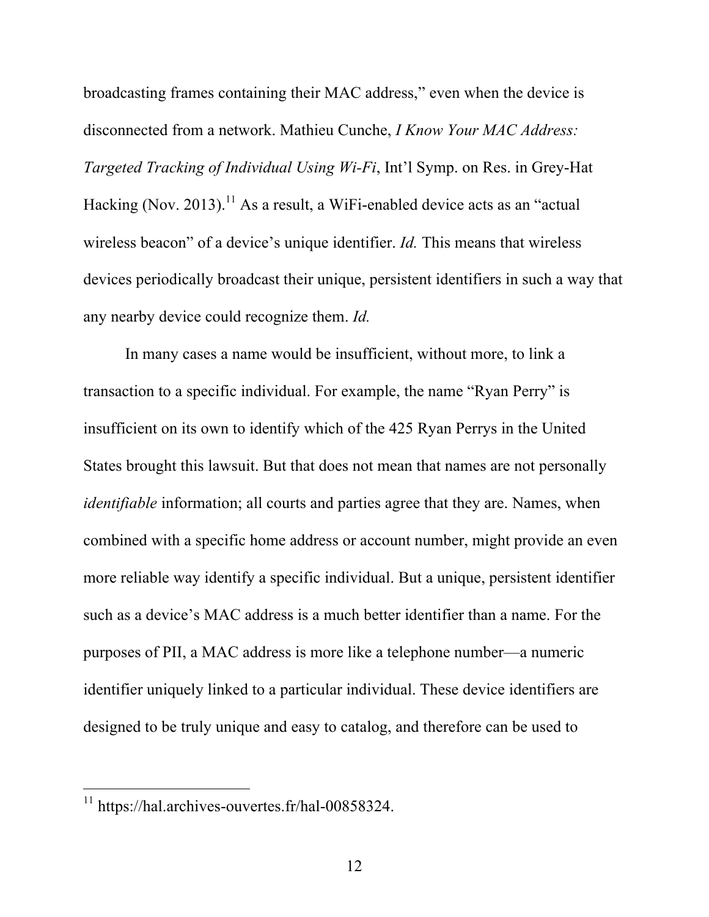broadcasting frames containing their MAC address," even when the device is disconnected from a network. Mathieu Cunche, *I Know Your MAC Address: Targeted Tracking of Individual Using Wi-Fi*, Int'l Symp. on Res. in Grey-Hat Hacking (Nov. 2013).[11] As a result, a WiFi-enabled device acts as an "actual wireless beacon" of a device's unique identifier. *Id.* This means that wireless devices periodically broadcast their unique, persistent identifiers in such a way that any nearby device could recognize them. *Id.*

In many cases a name would be insufficient, without more, to link a transaction to a specific individual. For example, the name "Ryan Perry" is insufficient on its own to identify which of the 425 Ryan Perrys in the United States brought this lawsuit. But that does not mean that names are not personally *identifiable* information; all courts and parties agree that they are. Names, when combined with a specific home address or account number, might provide an even more reliable way identify a specific individual. But a unique, persistent identifier such as a device's MAC address is a much better identifier than a name. For the purposes of PII, a MAC address is more like a telephone number—a numeric identifier uniquely linked to a particular individual. These device identifiers are designed to be truly unique and easy to catalog, and therefore can be used to

[11] https://hal.archives-ouvertes.fr/hal-00858324.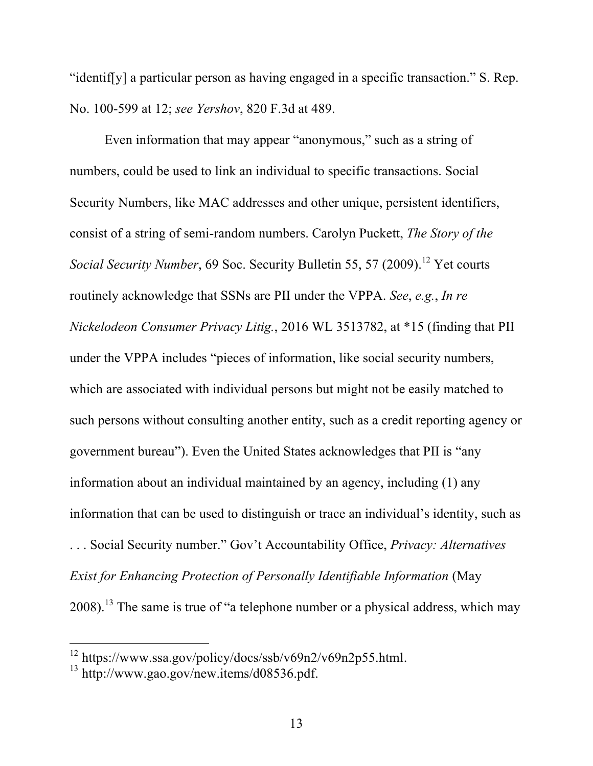"identif[y] a particular person as having engaged in a specific transaction." S. Rep. No. 100-599 at 12; *see Yershov*, 820 F.3d at 489.

Even information that may appear "anonymous," such as a string of numbers, could be used to link an individual to specific transactions. Social Security Numbers, like MAC addresses and other unique, persistent identifiers, consist of a string of semi-random numbers. Carolyn Puckett, *The Story of the Social Security Number*, 69 Soc. Security Bulletin 55, 57 (2009).[12] Yet courts routinely acknowledge that SSNs are PII under the VPPA. *See*, *e.g.*, *In re Nickelodeon Consumer Privacy Litig.*, 2016 WL 3513782, at *15 (finding that PII under the VPPA includes "pieces of information, like social security numbers, which are associated with individual persons but might not be easily matched to such persons without consulting another entity, such as a credit reporting agency or government bureau"). Even the United States acknowledges that PII is "any information about an individual maintained by an agency, including (1) any information that can be used to distinguish or trace an individual's identity, such as . . . Social Security number." Gov't Accountability Office, *Privacy: Alternatives Exist for Enhancing Protection of Personally Identifiable Information* (May 2008).[13] The same is true of "a telephone number or a physical address, which may

---

[12] https://www.ssa.gov/policy/docs/ssb/v69n2/v69n2p55.html.

[13] http://www.gao.gov/new.items/d08536.pdf.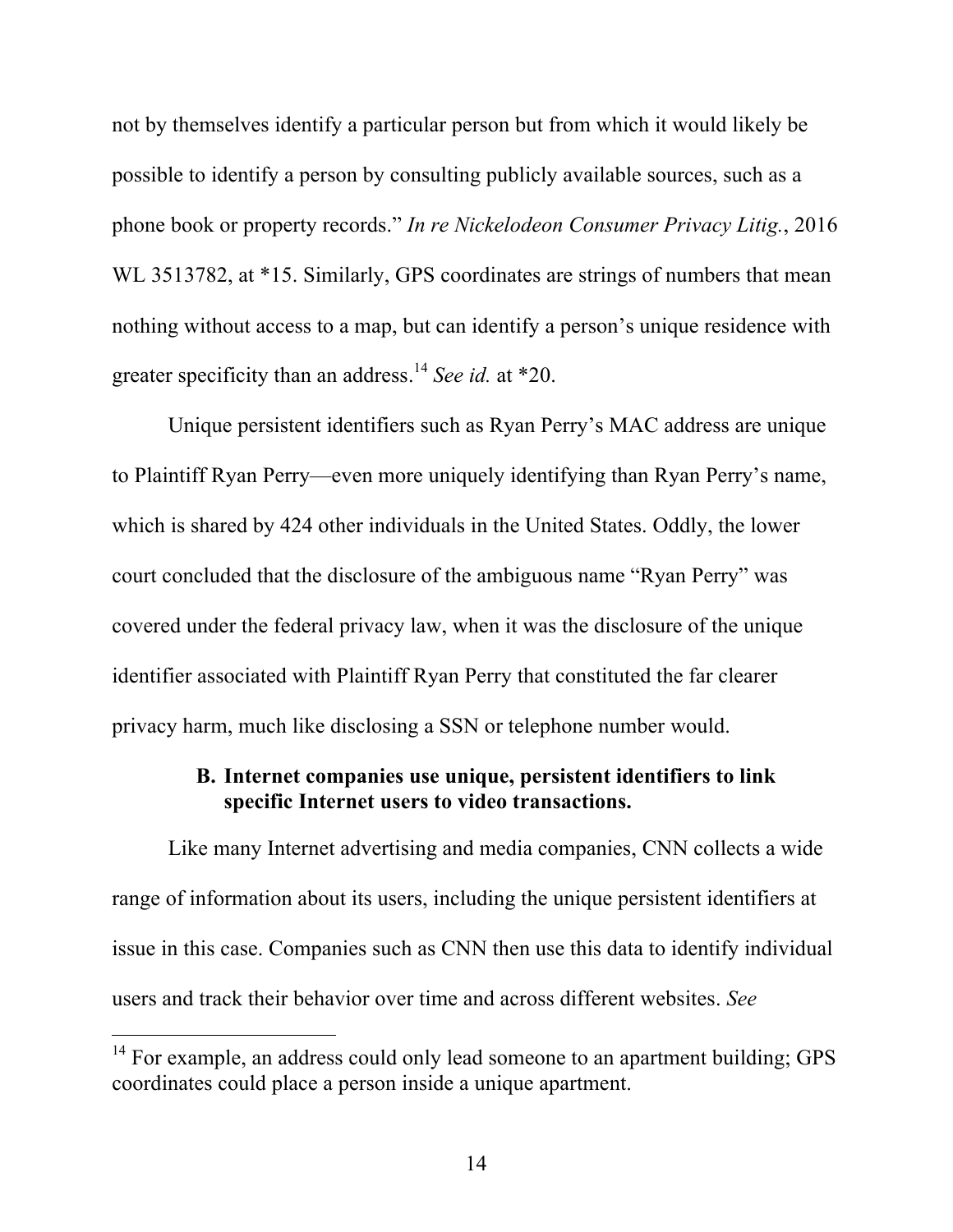not by themselves identify a particular person but from which it would likely be possible to identify a person by consulting publicly available sources, such as a phone book or property records." *In re Nickelodeon Consumer Privacy Litig.*, 2016 WL 3513782, at *15. Similarly, GPS coordinates are strings of numbers that mean nothing without access to a map, but can identify a person's unique residence with greater specificity than an address.[14] *See id.* at *20.

Unique persistent identifiers such as Ryan Perry's MAC address are unique to Plaintiff Ryan Perry—even more uniquely identifying than Ryan Perry's name, which is shared by 424 other individuals in the United States. Oddly, the lower court concluded that the disclosure of the ambiguous name "Ryan Perry" was covered under the federal privacy law, when it was the disclosure of the unique identifier associated with Plaintiff Ryan Perry that constituted the far clearer privacy harm, much like disclosing a SSN or telephone number would.

### B. Internet companies use unique, persistent identifiers to link specific Internet users to video transactions.

Like many Internet advertising and media companies, CNN collects a wide range of information about its users, including the unique persistent identifiers at issue in this case. Companies such as CNN then use this data to identify individual users and track their behavior over time and across different websites. *See*

---

[14] For example, an address could only lead someone to an apartment building; GPS coordinates could place a person inside a unique apartment.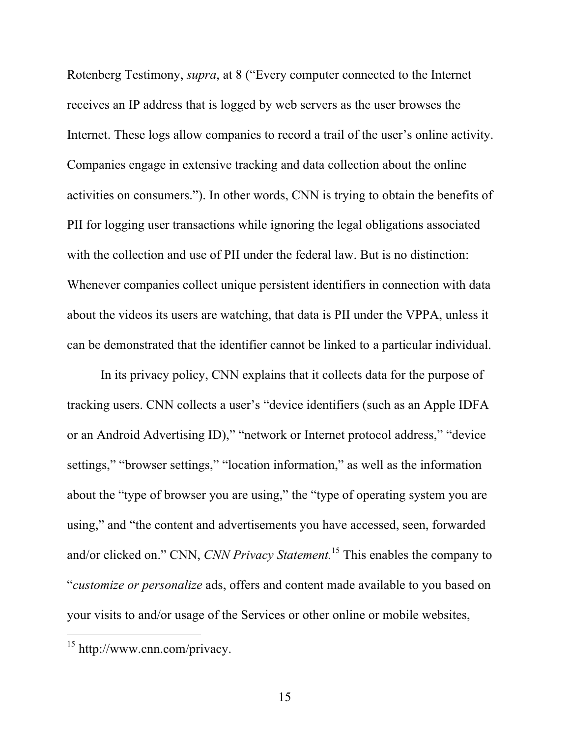Rotenberg Testimony, *supra*, at 8 ("Every computer connected to the Internet receives an IP address that is logged by web servers as the user browses the Internet. These logs allow companies to record a trail of the user's online activity. Companies engage in extensive tracking and data collection about the online activities on consumers."). In other words, CNN is trying to obtain the benefits of PII for logging user transactions while ignoring the legal obligations associated with the collection and use of PII under the federal law. But is no distinction: Whenever companies collect unique persistent identifiers in connection with data about the videos its users are watching, that data is PII under the VPPA, unless it can be demonstrated that the identifier cannot be linked to a particular individual.

In its privacy policy, CNN explains that it collects data for the purpose of tracking users. CNN collects a user's "device identifiers (such as an Apple IDFA or an Android Advertising ID)," "network or Internet protocol address," "device settings," "browser settings," "location information," as well as the information about the "type of browser you are using," the "type of operating system you are using," and "the content and advertisements you have accessed, seen, forwarded and/or clicked on." CNN, *CNN Privacy Statement.*[15] This enables the company to "*customize or personalize* ads, offers and content made available to you based on your visits to and/or usage of the Services or other online or mobile websites,

---

[15] http://www.cnn.com/privacy.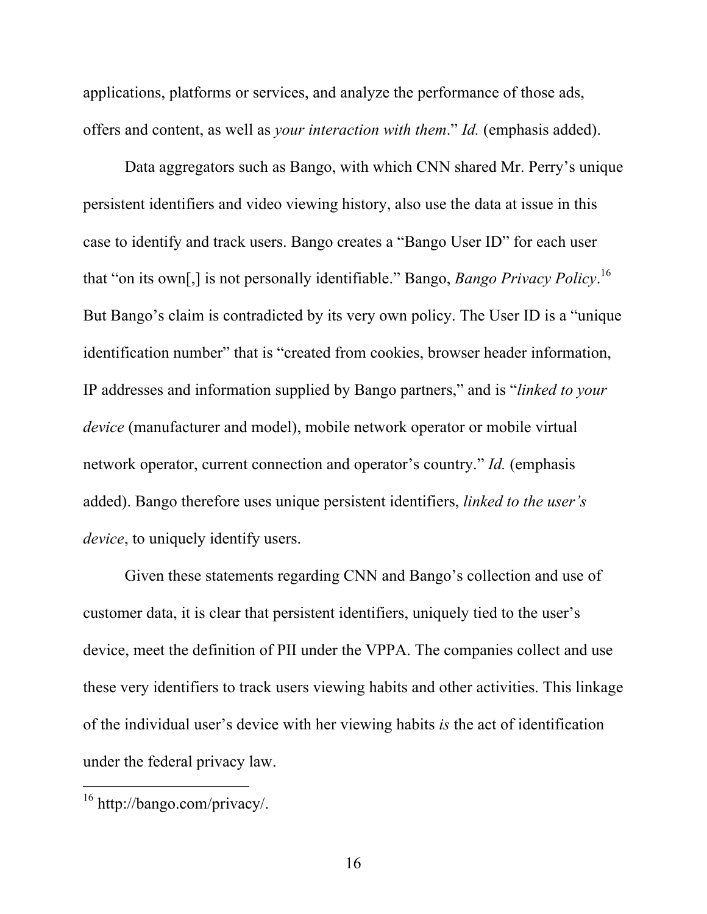applications, platforms or services, and analyze the performance of those ads, offers and content, as well as *your interaction with them*." *Id.* (emphasis added).

Data aggregators such as Bango, with which CNN shared Mr. Perry's unique persistent identifiers and video viewing history, also use the data at issue in this case to identify and track users. Bango creates a "Bango User ID" for each user that "on its own[,] is not personally identifiable." Bango, *Bango Privacy Policy*.[16] But Bango's claim is contradicted by its very own policy. The User ID is a "unique identification number" that is "created from cookies, browser header information, IP addresses and information supplied by Bango partners," and is "*linked to your device* (manufacturer and model), mobile network operator or mobile virtual network operator, current connection and operator's country." *Id.* (emphasis added). Bango therefore uses unique persistent identifiers, *linked to the user's device*, to uniquely identify users.

Given these statements regarding CNN and Bango's collection and use of customer data, it is clear that persistent identifiers, uniquely tied to the user's device, meet the definition of PII under the VPPA. The companies collect and use these very identifiers to track users viewing habits and other activities. This linkage of the individual user's device with her viewing habits *is* the act of identification under the federal privacy law.

---

[16] http://bango.com/privacy/.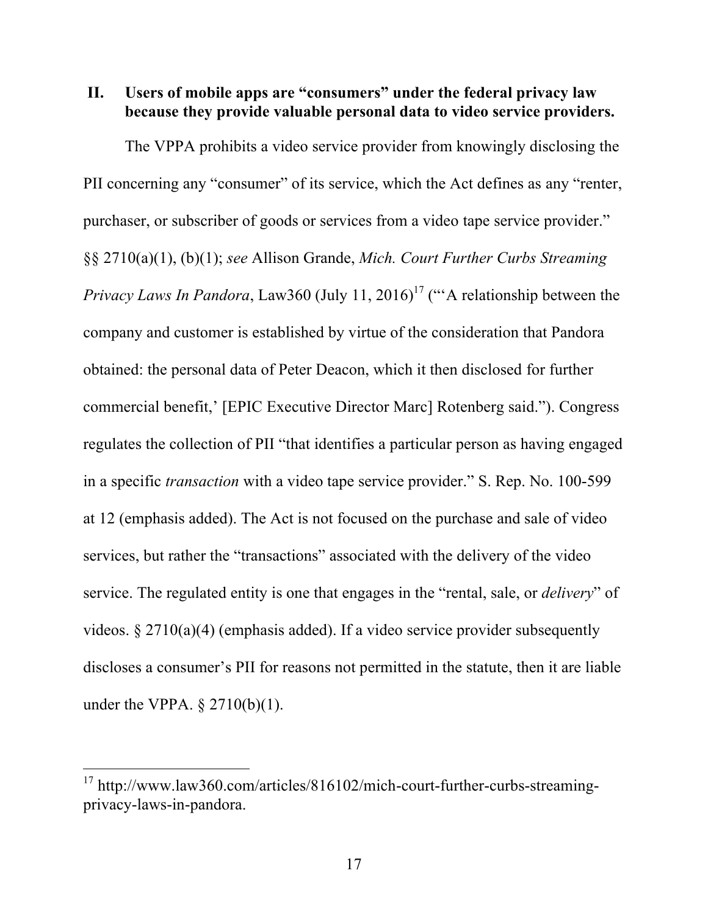## II. Users of mobile apps are "consumers" under the federal privacy law because they provide valuable personal data to video service providers.

The VPPA prohibits a video service provider from knowingly disclosing the PII concerning any "consumer" of its service, which the Act defines as any "renter, purchaser, or subscriber of goods or services from a video tape service provider." §§ 2710(a)(1), (b)(1); *see* Allison Grande, *Mich. Court Further Curbs Streaming Privacy Laws In Pandora*, Law360 (July 11, 2016)[17] ("'A relationship between the company and customer is established by virtue of the consideration that Pandora obtained: the personal data of Peter Deacon, which it then disclosed for further commercial benefit,' [EPIC Executive Director Marc] Rotenberg said."). Congress regulates the collection of PII "that identifies a particular person as having engaged in a specific *transaction* with a video tape service provider." S. Rep. No. 100-599 at 12 (emphasis added). The Act is not focused on the purchase and sale of video services, but rather the "transactions" associated with the delivery of the video service. The regulated entity is one that engages in the "rental, sale, or *delivery*" of videos. § 2710(a)(4) (emphasis added). If a video service provider subsequently discloses a consumer's PII for reasons not permitted in the statute, then it are liable under the VPPA. § 2710(b)(1).

---

[17] http://www.law360.com/articles/816102/mich-court-further-curbs-streaming-privacy-laws-in-pandora.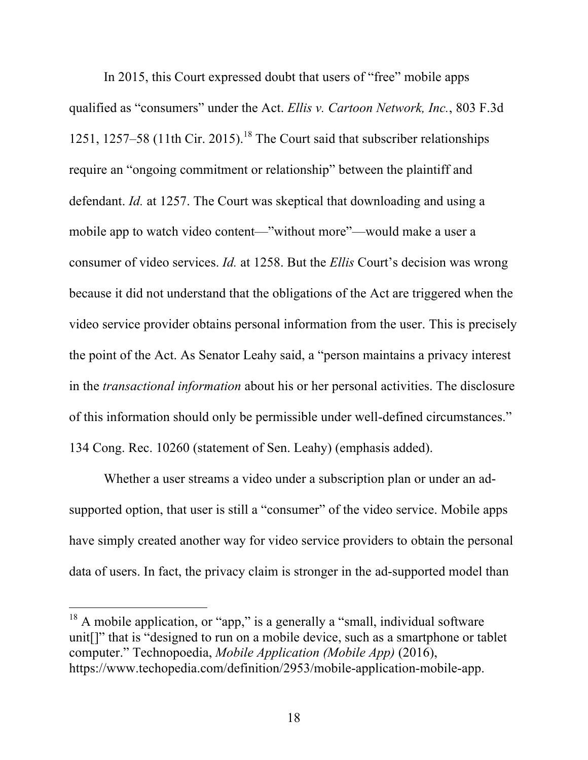In 2015, this Court expressed doubt that users of "free" mobile apps qualified as "consumers" under the Act. *Ellis v. Cartoon Network, Inc.*, 803 F.3d 1251, 1257–58 (11th Cir. 2015).[18] The Court said that subscriber relationships require an "ongoing commitment or relationship" between the plaintiff and defendant. *Id.* at 1257. The Court was skeptical that downloading and using a mobile app to watch video content—"without more"—would make a user a consumer of video services. *Id.* at 1258. But the *Ellis* Court's decision was wrong because it did not understand that the obligations of the Act are triggered when the video service provider obtains personal information from the user. This is precisely the point of the Act. As Senator Leahy said, a "person maintains a privacy interest in the *transactional information* about his or her personal activities. The disclosure of this information should only be permissible under well-defined circumstances." 134 Cong. Rec. 10260 (statement of Sen. Leahy) (emphasis added).

Whether a user streams a video under a subscription plan or under an ad-supported option, that user is still a "consumer" of the video service. Mobile apps have simply created another way for video service providers to obtain the personal data of users. In fact, the privacy claim is stronger in the ad-supported model than

---

[18] A mobile application, or "app," is a generally a "small, individual software unit[]" that is "designed to run on a mobile device, such as a smartphone or tablet computer." Technopoedia, *Mobile Application (Mobile App)* (2016), https://www.techopedia.com/definition/2953/mobile-application-mobile-app.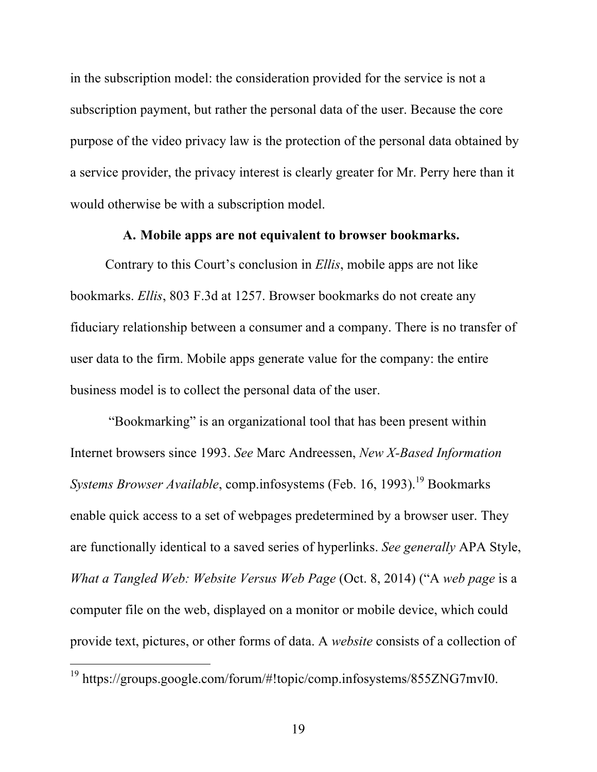in the subscription model: the consideration provided for the service is not a subscription payment, but rather the personal data of the user. Because the core purpose of the video privacy law is the protection of the personal data obtained by a service provider, the privacy interest is clearly greater for Mr. Perry here than it would otherwise be with a subscription model.

### A. Mobile apps are not equivalent to browser bookmarks.

Contrary to this Court's conclusion in *Ellis*, mobile apps are not like bookmarks. *Ellis*, 803 F.3d at 1257. Browser bookmarks do not create any fiduciary relationship between a consumer and a company. There is no transfer of user data to the firm. Mobile apps generate value for the company: the entire business model is to collect the personal data of the user.

"Bookmarking" is an organizational tool that has been present within Internet browsers since 1993. *See* Marc Andreessen, *New X-Based Information Systems Browser Available*, comp.infosystems (Feb. 16, 1993).[19] Bookmarks enable quick access to a set of webpages predetermined by a browser user. They are functionally identical to a saved series of hyperlinks. *See generally* APA Style, *What a Tangled Web: Website Versus Web Page* (Oct. 8, 2014) ("A *web page* is a computer file on the web, displayed on a monitor or mobile device, which could provide text, pictures, or other forms of data. A *website* consists of a collection of

---

[19] https://groups.google.com/forum/#!topic/comp.infosystems/855ZNG7mvI0.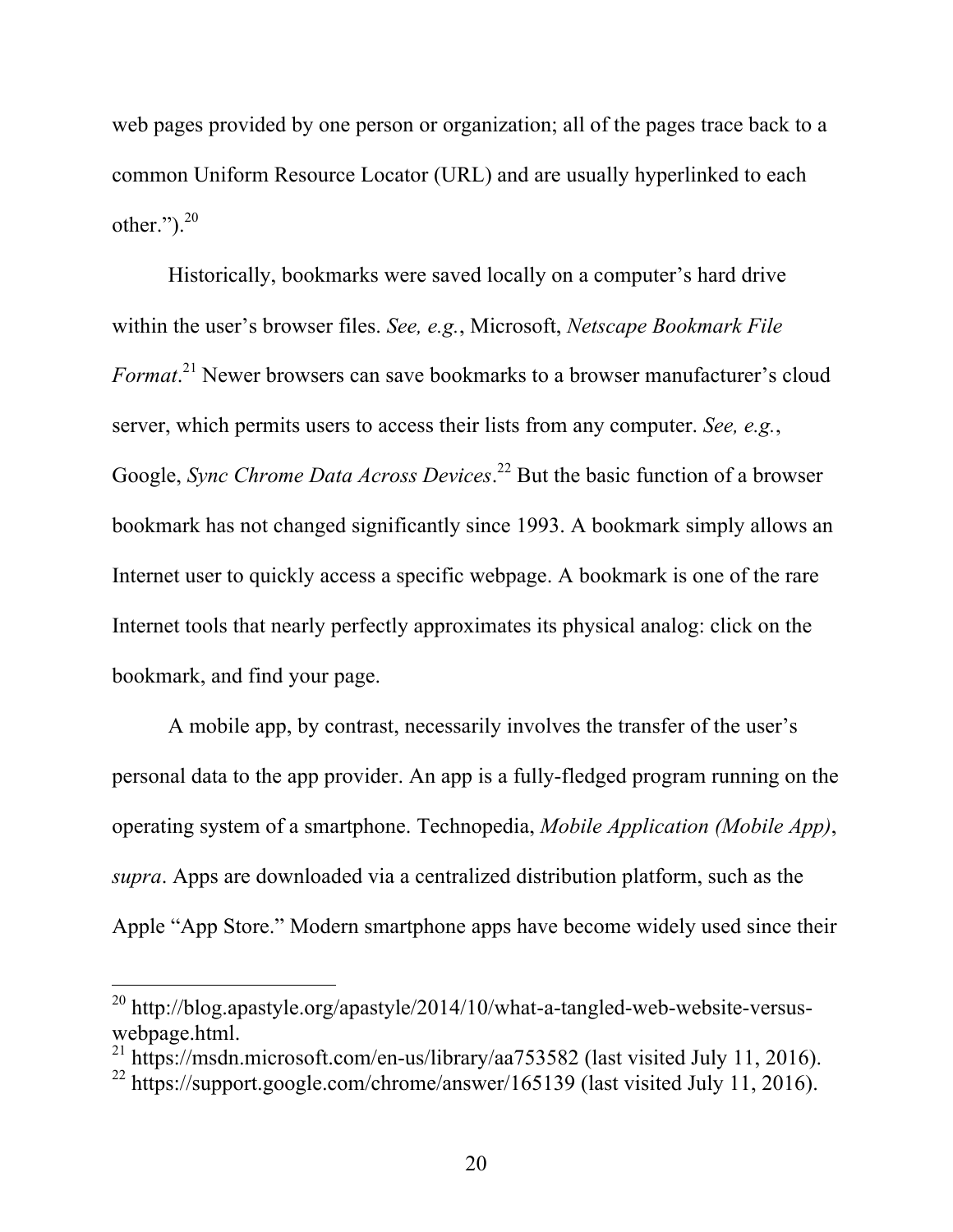web pages provided by one person or organization; all of the pages trace back to a common Uniform Resource Locator (URL) and are usually hyperlinked to each other.").[20]

Historically, bookmarks were saved locally on a computer's hard drive within the user's browser files. *See, e.g.*, Microsoft, *Netscape Bookmark File Format*.[21] Newer browsers can save bookmarks to a browser manufacturer's cloud server, which permits users to access their lists from any computer. *See, e.g.*, Google, *Sync Chrome Data Across Devices*.[22] But the basic function of a browser bookmark has not changed significantly since 1993. A bookmark simply allows an Internet user to quickly access a specific webpage. A bookmark is one of the rare Internet tools that nearly perfectly approximates its physical analog: click on the bookmark, and find your page.

A mobile app, by contrast, necessarily involves the transfer of the user's personal data to the app provider. An app is a fully-fledged program running on the operating system of a smartphone. Technopedia, *Mobile Application (Mobile App)*, *supra*. Apps are downloaded via a centralized distribution platform, such as the Apple "App Store." Modern smartphone apps have become widely used since their

---

[20] http://blog.apastyle.org/apastyle/2014/10/what-a-tangled-web-website-versus-webpage.html.

[21] https://msdn.microsoft.com/en-us/library/aa753582 (last visited July 11, 2016).

[22] https://support.google.com/chrome/answer/165139 (last visited July 11, 2016).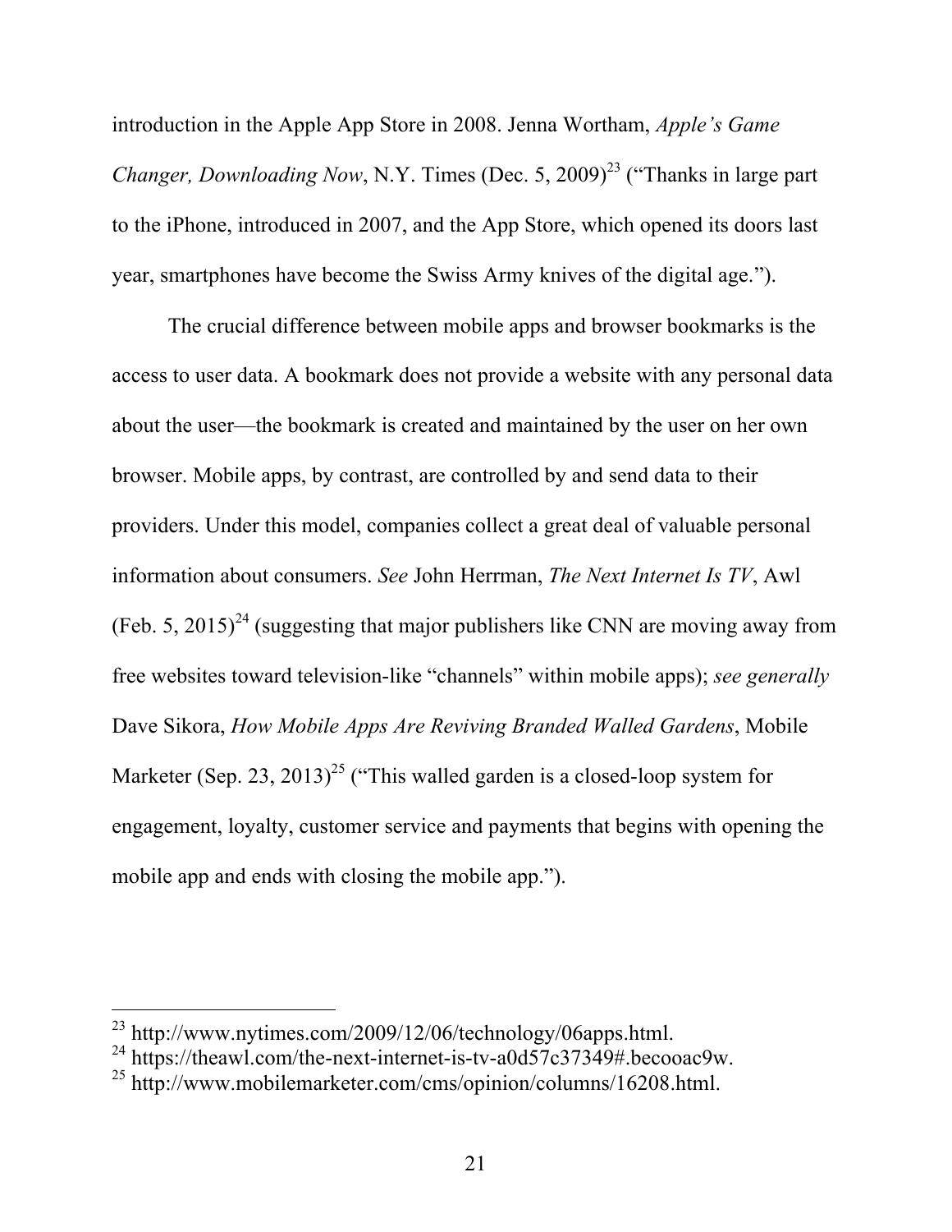introduction in the Apple App Store in 2008. Jenna Wortham, *Apple's Game Changer, Downloading Now*, N.Y. Times (Dec. 5, 2009)[23] ("Thanks in large part to the iPhone, introduced in 2007, and the App Store, which opened its doors last year, smartphones have become the Swiss Army knives of the digital age.").

The crucial difference between mobile apps and browser bookmarks is the access to user data. A bookmark does not provide a website with any personal data about the user—the bookmark is created and maintained by the user on her own browser. Mobile apps, by contrast, are controlled by and send data to their providers. Under this model, companies collect a great deal of valuable personal information about consumers. *See* John Herrman, *The Next Internet Is TV*, Awl (Feb. 5, 2015)[24] (suggesting that major publishers like CNN are moving away from free websites toward television-like "channels" within mobile apps); *see generally* Dave Sikora, *How Mobile Apps Are Reviving Branded Walled Gardens*, Mobile Marketer (Sep. 23, 2013)[25] ("This walled garden is a closed-loop system for engagement, loyalty, customer service and payments that begins with opening the mobile app and ends with closing the mobile app.").

---

[23] http://www.nytimes.com/2009/12/06/technology/06apps.html.

[24] https://theawl.com/the-next-internet-is-tv-a0d57c37349#.becooac9w.

[25] http://www.mobilemarketer.com/cms/opinion/columns/16208.html.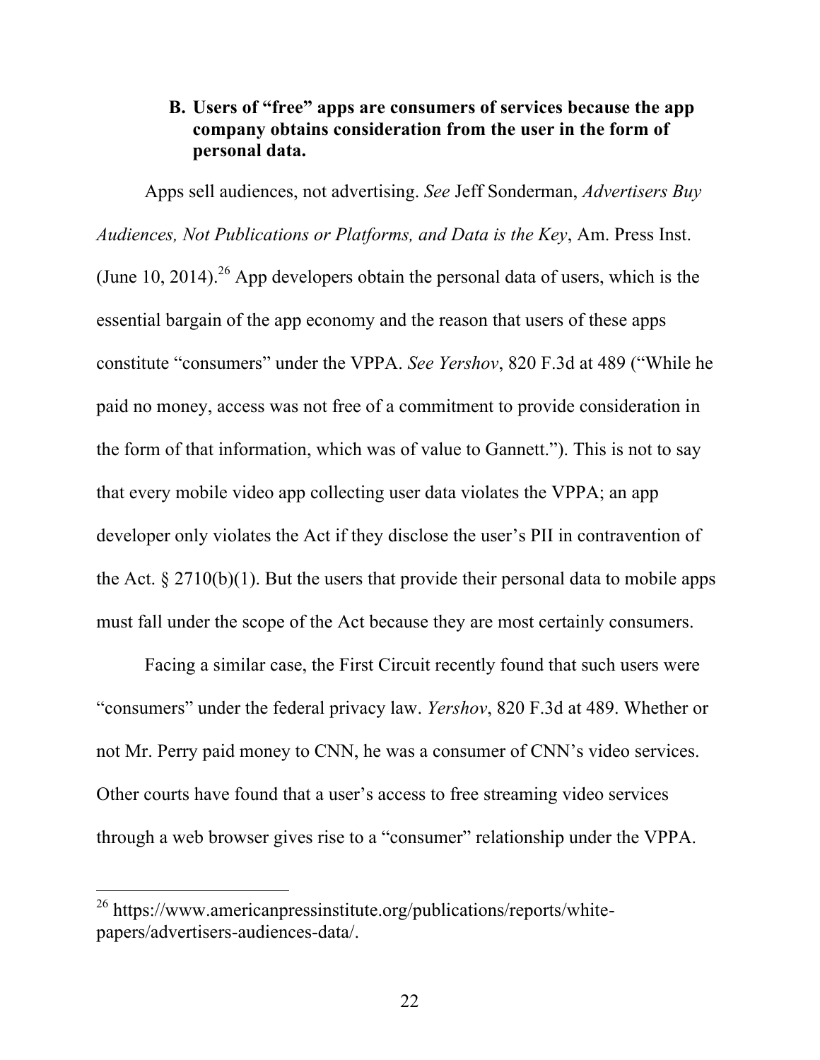### B. Users of "free" apps are consumers of services because the app company obtains consideration from the user in the form of personal data.

Apps sell audiences, not advertising. *See* Jeff Sonderman, *Advertisers Buy Audiences, Not Publications or Platforms, and Data is the Key*, Am. Press Inst. (June 10, 2014).[26] App developers obtain the personal data of users, which is the essential bargain of the app economy and the reason that users of these apps constitute "consumers" under the VPPA. *See Yershov*, 820 F.3d at 489 ("While he paid no money, access was not free of a commitment to provide consideration in the form of that information, which was of value to Gannett."). This is not to say that every mobile video app collecting user data violates the VPPA; an app developer only violates the Act if they disclose the user's PII in contravention of the Act. § 2710(b)(1). But the users that provide their personal data to mobile apps must fall under the scope of the Act because they are most certainly consumers.

Facing a similar case, the First Circuit recently found that such users were "consumers" under the federal privacy law. *Yershov*, 820 F.3d at 489. Whether or not Mr. Perry paid money to CNN, he was a consumer of CNN's video services. Other courts have found that a user's access to free streaming video services through a web browser gives rise to a "consumer" relationship under the VPPA.

---

[26] https://www.americanpressinstitute.org/publications/reports/white-papers/advertisers-audiences-data/.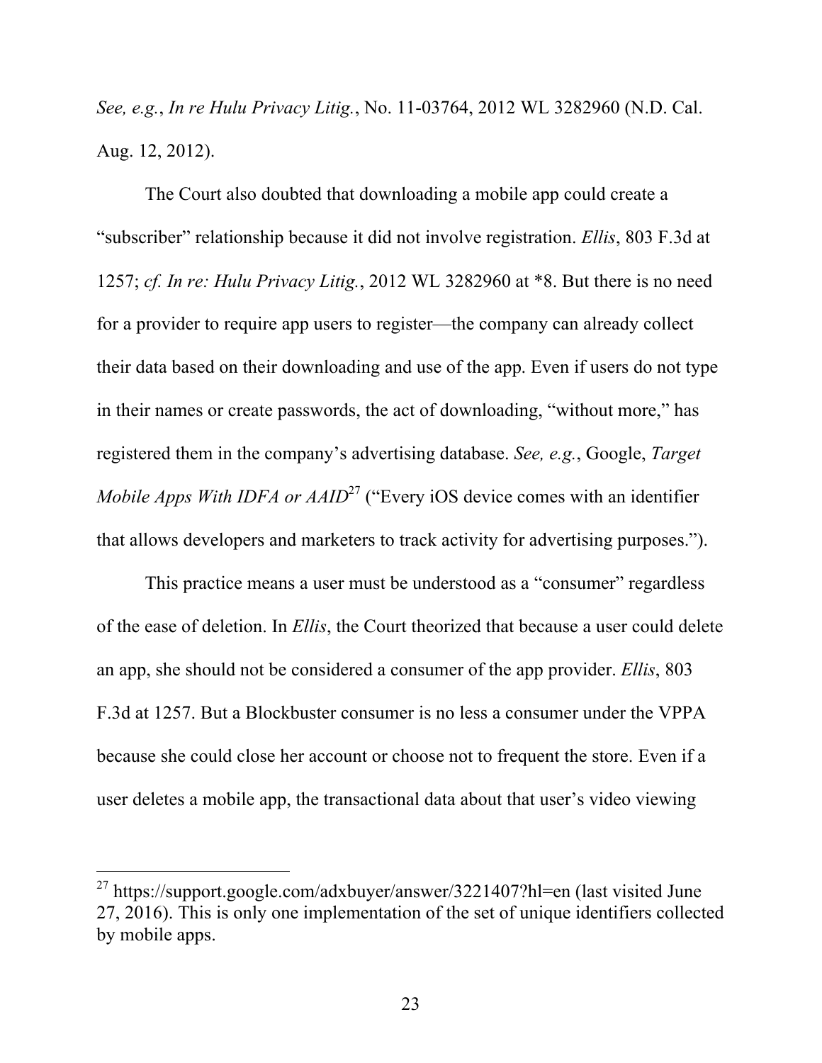*See, e.g.*, *In re Hulu Privacy Litig.*, No. 11-03764, 2012 WL 3282960 (N.D. Cal. Aug. 12, 2012).

The Court also doubted that downloading a mobile app could create a "subscriber" relationship because it did not involve registration. *Ellis*, 803 F.3d at 1257; *cf. In re: Hulu Privacy Litig.*, 2012 WL 3282960 at *8. But there is no need for a provider to require app users to register—the company can already collect their data based on their downloading and use of the app. Even if users do not type in their names or create passwords, the act of downloading, "without more," has registered them in the company's advertising database. *See, e.g.*, Google, *Target Mobile Apps With IDFA or AAID*[27] ("Every iOS device comes with an identifier that allows developers and marketers to track activity for advertising purposes.").

This practice means a user must be understood as a "consumer" regardless of the ease of deletion. In *Ellis*, the Court theorized that because a user could delete an app, she should not be considered a consumer of the app provider. *Ellis*, 803 F.3d at 1257. But a Blockbuster consumer is no less a consumer under the VPPA because she could close her account or choose not to frequent the store. Even if a user deletes a mobile app, the transactional data about that user's video viewing

---

[27] https://support.google.com/adxbuyer/answer/3221407?hl=en (last visited June 27, 2016). This is only one implementation of the set of unique identifiers collected by mobile apps.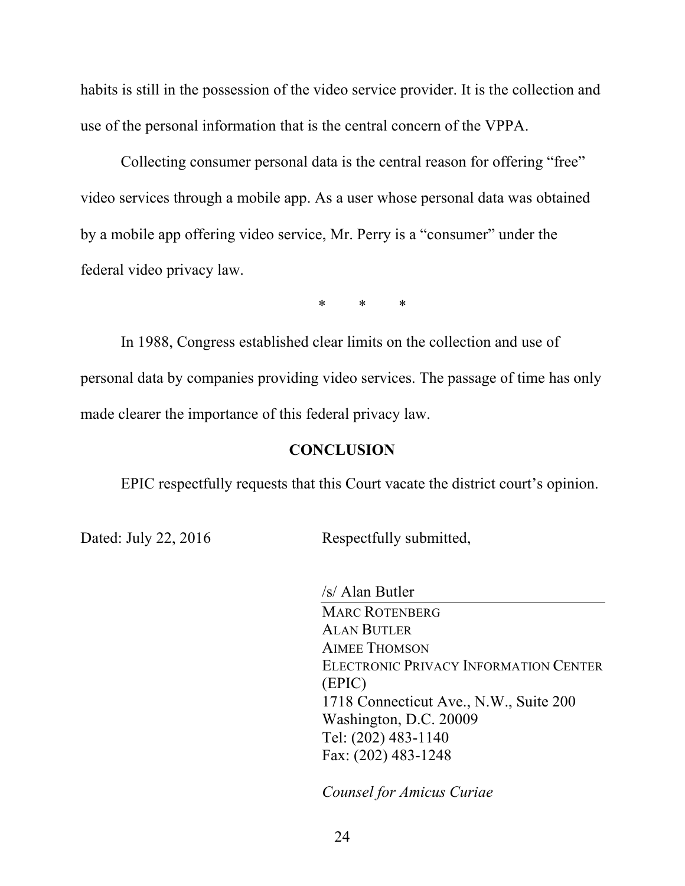habits is still in the possession of the video service provider. It is the collection and use of the personal information that is the central concern of the VPPA.

Collecting consumer personal data is the central reason for offering "free" video services through a mobile app. As a user whose personal data was obtained by a mobile app offering video service, Mr. Perry is a "consumer" under the federal video privacy law.

\* \* \*

In 1988, Congress established clear limits on the collection and use of personal data by companies providing video services. The passage of time has only made clearer the importance of this federal privacy law.

## CONCLUSION

EPIC respectfully requests that this Court vacate the district court's opinion.

Dated: July 22, 2016

Respectfully submitted,

/s/ Alan Butler

MARC ROTENBERG
ALAN BUTLER
AIMEE THOMSON
ELECTRONIC PRIVACY INFORMATION CENTER (EPIC)
1718 Connecticut Ave., N.W., Suite 200
Washington, D.C. 20009
Tel: (202) 483-1140
Fax: (202) 483-1248

*Counsel for Amicus Curiae*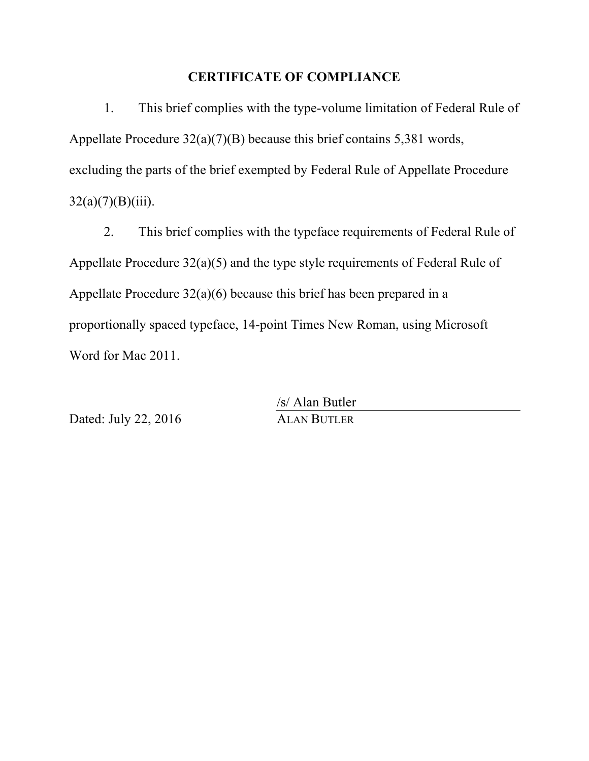## CERTIFICATE OF COMPLIANCE

1. This brief complies with the type-volume limitation of Federal Rule of Appellate Procedure 32(a)(7)(B) because this brief contains 5,381 words, excluding the parts of the brief exempted by Federal Rule of Appellate Procedure 32(a)(7)(B)(iii).

2. This brief complies with the typeface requirements of Federal Rule of Appellate Procedure 32(a)(5) and the type style requirements of Federal Rule of Appellate Procedure 32(a)(6) because this brief has been prepared in a proportionally spaced typeface, 14-point Times New Roman, using Microsoft Word for Mac 2011.

Dated: July 22, 2016

/s/ Alan Butler
ALAN BUTLER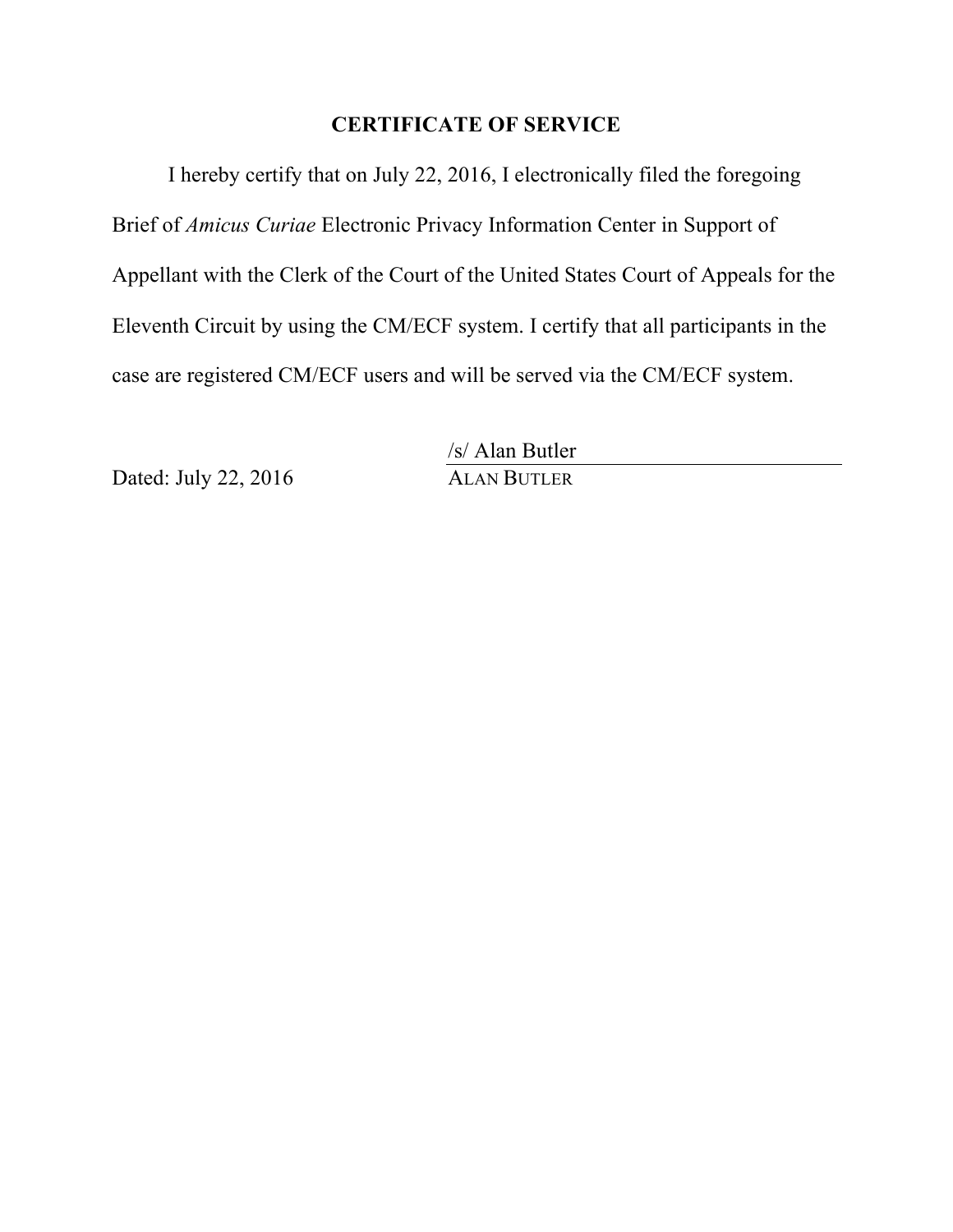## CERTIFICATE OF SERVICE

I hereby certify that on July 22, 2016, I electronically filed the foregoing Brief of *Amicus Curiae* Electronic Privacy Information Center in Support of Appellant with the Clerk of the Court of the United States Court of Appeals for the Eleventh Circuit by using the CM/ECF system. I certify that all participants in the case are registered CM/ECF users and will be served via the CM/ECF system.

Dated: July 22, 2016

/s/ Alan Butler
ALAN BUTLER